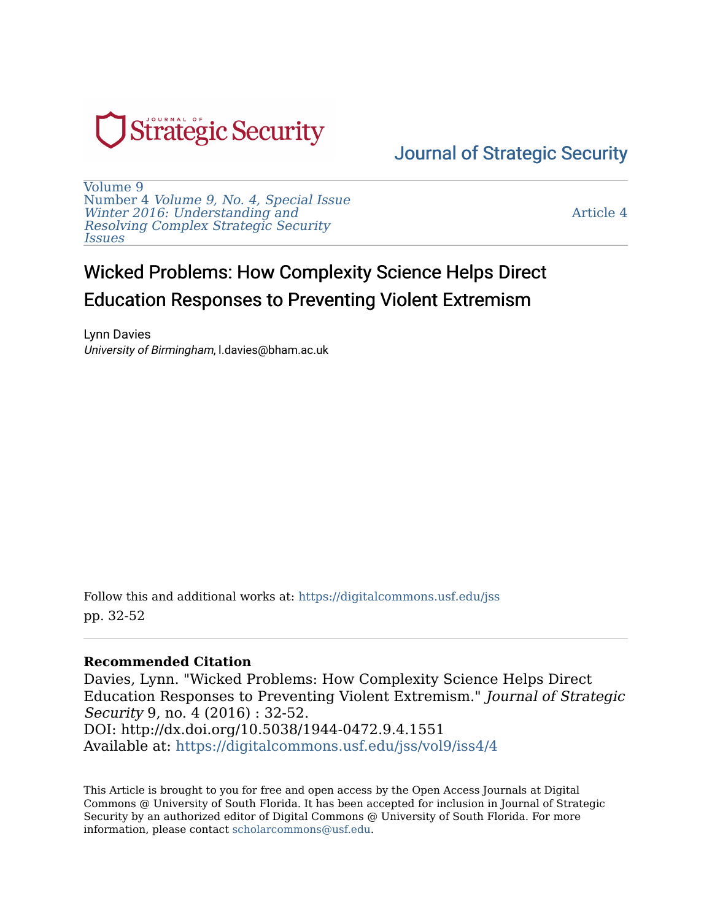Journal of Strategic Security

Volume 9
Number 4 *Volume 9, No. 4, Special Issue Winter 2016: Understanding and Resolving Complex Strategic Security Issues*

Article 4

# Wicked Problems: How Complexity Science Helps Direct Education Responses to Preventing Violent Extremism

Lynn Davies
*University of Birmingham*, l.davies@bham.ac.uk

Follow this and additional works at: https://digitalcommons.usf.edu/jss
pp. 32-52

**Recommended Citation**
Davies, Lynn. "Wicked Problems: How Complexity Science Helps Direct Education Responses to Preventing Violent Extremism." *Journal of Strategic Security* 9, no. 4 (2016) : 32-52.
DOI: http://dx.doi.org/10.5038/1944-0472.9.4.1551
Available at: https://digitalcommons.usf.edu/jss/vol9/iss4/4

This Article is brought to you for free and open access by the Open Access Journals at Digital Commons @ University of South Florida. It has been accepted for inclusion in Journal of Strategic Security by an authorized editor of Digital Commons @ University of South Florida. For more information, please contact scholarcommons@usf.edu.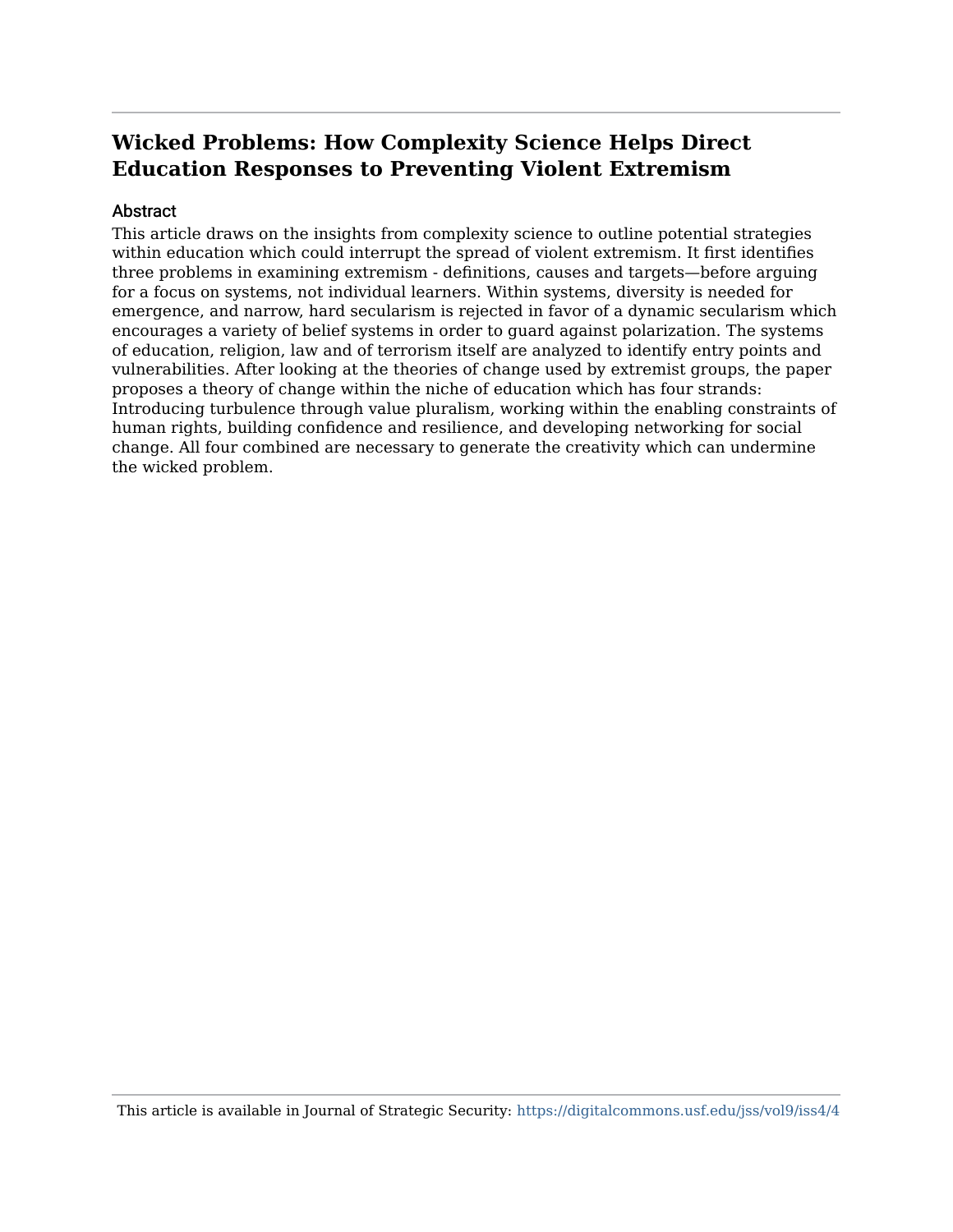# Wicked Problems: How Complexity Science Helps Direct Education Responses to Preventing Violent Extremism

## Abstract

This article draws on the insights from complexity science to outline potential strategies within education which could interrupt the spread of violent extremism. It first identifies three problems in examining extremism - definitions, causes and targets—before arguing for a focus on systems, not individual learners. Within systems, diversity is needed for emergence, and narrow, hard secularism is rejected in favor of a dynamic secularism which encourages a variety of belief systems in order to guard against polarization. The systems of education, religion, law and of terrorism itself are analyzed to identify entry points and vulnerabilities. After looking at the theories of change used by extremist groups, the paper proposes a theory of change within the niche of education which has four strands: Introducing turbulence through value pluralism, working within the enabling constraints of human rights, building confidence and resilience, and developing networking for social change. All four combined are necessary to generate the creativity which can undermine the wicked problem.

This article is available in Journal of Strategic Security: https://digitalcommons.usf.edu/jss/vol9/iss4/4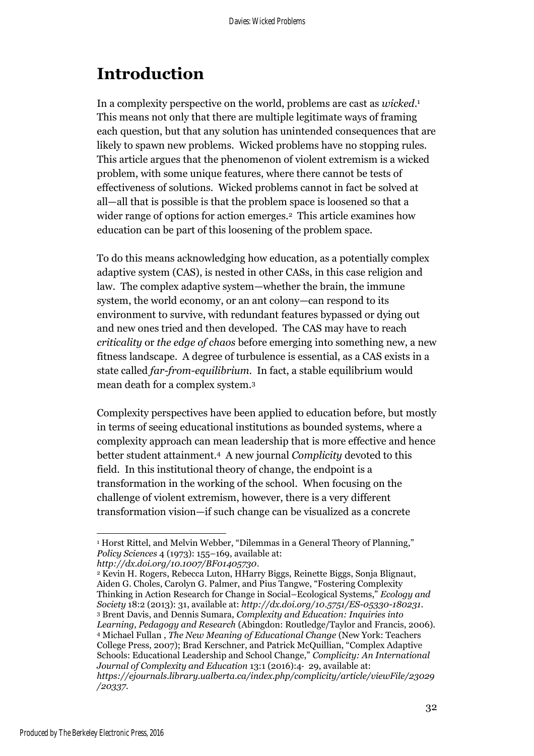# Introduction

In a complexity perspective on the world, problems are cast as *wicked*.[1] This means not only that there are multiple legitimate ways of framing each question, but that any solution has unintended consequences that are likely to spawn new problems. Wicked problems have no stopping rules. This article argues that the phenomenon of violent extremism is a wicked problem, with some unique features, where there cannot be tests of effectiveness of solutions. Wicked problems cannot in fact be solved at all—all that is possible is that the problem space is loosened so that a wider range of options for action emerges.[2] This article examines how education can be part of this loosening of the problem space.

To do this means acknowledging how education, as a potentially complex adaptive system (CAS), is nested in other CASs, in this case religion and law. The complex adaptive system—whether the brain, the immune system, the world economy, or an ant colony—can respond to its environment to survive, with redundant features bypassed or dying out and new ones tried and then developed. The CAS may have to reach *criticality* or *the edge of chaos* before emerging into something new, a new fitness landscape. A degree of turbulence is essential, as a CAS exists in a state called *far-from-equilibrium*. In fact, a stable equilibrium would mean death for a complex system.[3]

Complexity perspectives have been applied to education before, but mostly in terms of seeing educational institutions as bounded systems, where a complexity approach can mean leadership that is more effective and hence better student attainment.[4] A new journal *Complicity* devoted to this field. In this institutional theory of change, the endpoint is a transformation in the working of the school. When focusing on the challenge of violent extremism, however, there is a very different transformation vision—if such change can be visualized as a concrete

---

[1] Horst Rittel, and Melvin Webber, "Dilemmas in a General Theory of Planning," *Policy Sciences* 4 (1973): 155–169, available at: *http://dx.doi.org/10.1007/BF01405730*.

[2] Kevin H. Rogers, Rebecca Luton, HHarry Biggs, Reinette Biggs, Sonja Blignaut, Aiden G. Choles, Carolyn G. Palmer, and Pius Tangwe, "Fostering Complexity Thinking in Action Research for Change in Social–Ecological Systems," *Ecology and Society* 18:2 (2013): 31, available at: *http://dx.doi.org/10.5751/ES-05330-180231*.

[3] Brent Davis, and Dennis Sumara, *Complexity and Education: Inquiries into Learning, Pedagogy and Research* (Abingdon: Routledge/Taylor and Francis, 2006).

[4] Michael Fullan , *The New Meaning of Educational Change* (New York: Teachers College Press, 2007); Brad Kerschner, and Patrick McQuillian, "Complex Adaptive Schools: Educational Leadership and School Change," *Complicity: An International Journal of Complexity and Education* 13:1 (2016):4- 29, available at: *https://ejournals.library.ualberta.ca/index.php/complicity/article/viewFile/23029/20337*.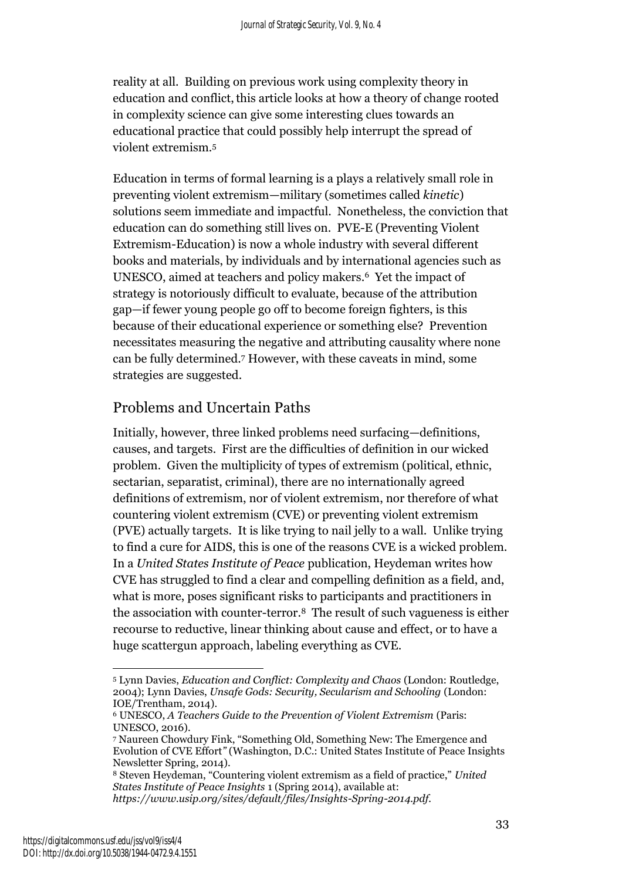reality at all. Building on previous work using complexity theory in education and conflict, this article looks at how a theory of change rooted in complexity science can give some interesting clues towards an educational practice that could possibly help interrupt the spread of violent extremism.[5]

Education in terms of formal learning is a plays a relatively small role in preventing violent extremism—military (sometimes called *kinetic*) solutions seem immediate and impactful. Nonetheless, the conviction that education can do something still lives on. PVE-E (Preventing Violent Extremism-Education) is now a whole industry with several different books and materials, by individuals and by international agencies such as UNESCO, aimed at teachers and policy makers.[6] Yet the impact of strategy is notoriously difficult to evaluate, because of the attribution gap—if fewer young people go off to become foreign fighters, is this because of their educational experience or something else? Prevention necessitates measuring the negative and attributing causality where none can be fully determined.[7] However, with these caveats in mind, some strategies are suggested.

## Problems and Uncertain Paths

Initially, however, three linked problems need surfacing—definitions, causes, and targets. First are the difficulties of definition in our wicked problem. Given the multiplicity of types of extremism (political, ethnic, sectarian, separatist, criminal), there are no internationally agreed definitions of extremism, nor of violent extremism, nor therefore of what countering violent extremism (CVE) or preventing violent extremism (PVE) actually targets. It is like trying to nail jelly to a wall. Unlike trying to find a cure for AIDS, this is one of the reasons CVE is a wicked problem. In a *United States Institute of Peace* publication, Heydeman writes how CVE has struggled to find a clear and compelling definition as a field, and, what is more, poses significant risks to participants and practitioners in the association with counter-terror.[8] The result of such vagueness is either recourse to reductive, linear thinking about cause and effect, or to have a huge scattergun approach, labeling everything as CVE.

---

[5] Lynn Davies, *Education and Conflict: Complexity and Chaos* (London: Routledge, 2004); Lynn Davies, *Unsafe Gods: Security, Secularism and Schooling* (London: IOE/Trentham, 2014).

[6] UNESCO, *A Teachers Guide to the Prevention of Violent Extremism* (Paris: UNESCO, 2016).

[7] Naureen Chowdury Fink, "Something Old, Something New: The Emergence and Evolution of CVE Effort" (Washington, D.C.: United States Institute of Peace Insights Newsletter Spring, 2014).

[8] Steven Heydeman, "Countering violent extremism as a field of practice," *United States Institute of Peace Insights* 1 (Spring 2014), available at: *https://www.usip.org/sites/default/files/Insights-Spring-2014.pdf*.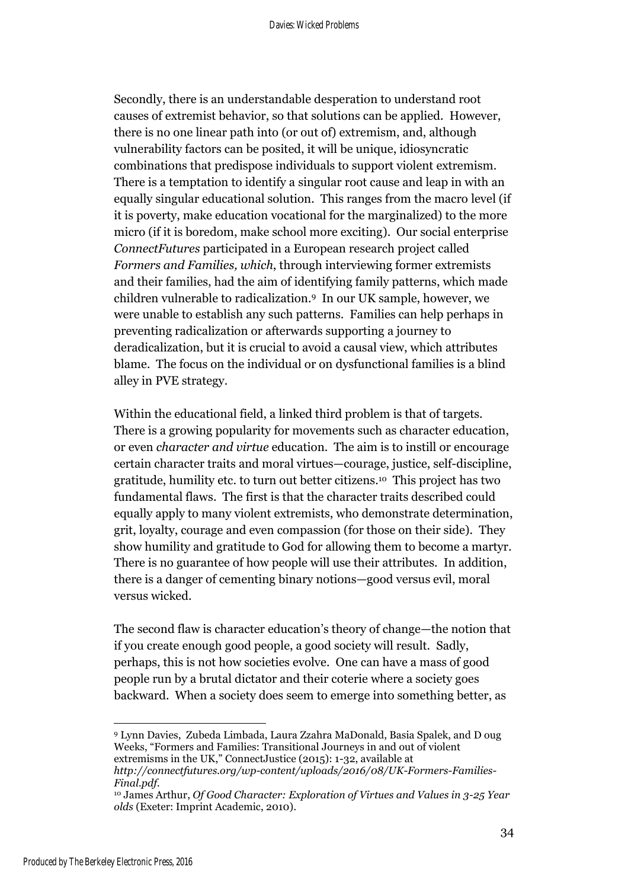Secondly, there is an understandable desperation to understand root causes of extremist behavior, so that solutions can be applied. However, there is no one linear path into (or out of) extremism, and, although vulnerability factors can be posited, it will be unique, idiosyncratic combinations that predispose individuals to support violent extremism. There is a temptation to identify a singular root cause and leap in with an equally singular educational solution. This ranges from the macro level (if it is poverty, make education vocational for the marginalized) to the more micro (if it is boredom, make school more exciting). Our social enterprise *ConnectFutures* participated in a European research project called *Formers and Families, which*, through interviewing former extremists and their families, had the aim of identifying family patterns, which made children vulnerable to radicalization.[9] In our UK sample, however, we were unable to establish any such patterns. Families can help perhaps in preventing radicalization or afterwards supporting a journey to deradicalization, but it is crucial to avoid a causal view, which attributes blame. The focus on the individual or on dysfunctional families is a blind alley in PVE strategy.

Within the educational field, a linked third problem is that of targets. There is a growing popularity for movements such as character education, or even *character and virtue* education. The aim is to instill or encourage certain character traits and moral virtues—courage, justice, self-discipline, gratitude, humility etc. to turn out better citizens.[10] This project has two fundamental flaws. The first is that the character traits described could equally apply to many violent extremists, who demonstrate determination, grit, loyalty, courage and even compassion (for those on their side). They show humility and gratitude to God for allowing them to become a martyr. There is no guarantee of how people will use their attributes. In addition, there is a danger of cementing binary notions—good versus evil, moral versus wicked.

The second flaw is character education's theory of change—the notion that if you create enough good people, a good society will result. Sadly, perhaps, this is not how societies evolve. One can have a mass of good people run by a brutal dictator and their coterie where a society goes backward. When a society does seem to emerge into something better, as

---

[9] Lynn Davies, Zubeda Limbada, Laura Zzahra MaDonald, Basia Spalek, and D oug Weeks, "Formers and Families: Transitional Journeys in and out of violent extremisms in the UK," ConnectJustice (2015): 1-32, available at *http://connectfutures.org/wp-content/uploads/2016/08/UK-Formers-Families-Final.pdf*.

[10] James Arthur, *Of Good Character: Exploration of Virtues and Values in 3-25 Year olds* (Exeter: Imprint Academic, 2010).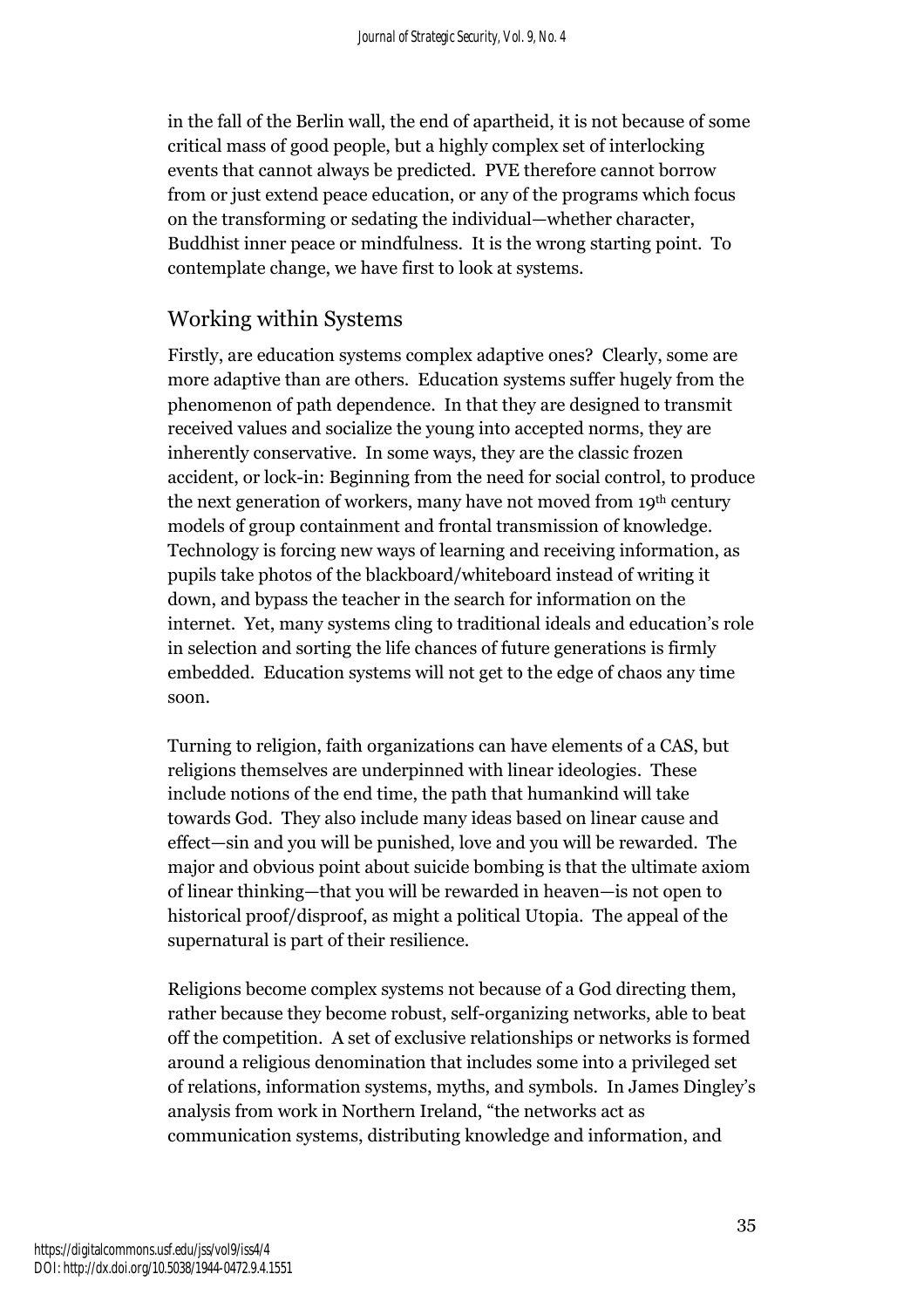in the fall of the Berlin wall, the end of apartheid, it is not because of some critical mass of good people, but a highly complex set of interlocking events that cannot always be predicted. PVE therefore cannot borrow from or just extend peace education, or any of the programs which focus on the transforming or sedating the individual—whether character, Buddhist inner peace or mindfulness. It is the wrong starting point. To contemplate change, we have first to look at systems.

## Working within Systems

Firstly, are education systems complex adaptive ones? Clearly, some are more adaptive than are others. Education systems suffer hugely from the phenomenon of path dependence. In that they are designed to transmit received values and socialize the young into accepted norms, they are inherently conservative. In some ways, they are the classic frozen accident, or lock-in: Beginning from the need for social control, to produce the next generation of workers, many have not moved from 19th century models of group containment and frontal transmission of knowledge. Technology is forcing new ways of learning and receiving information, as pupils take photos of the blackboard/whiteboard instead of writing it down, and bypass the teacher in the search for information on the internet. Yet, many systems cling to traditional ideals and education's role in selection and sorting the life chances of future generations is firmly embedded. Education systems will not get to the edge of chaos any time soon.

Turning to religion, faith organizations can have elements of a CAS, but religions themselves are underpinned with linear ideologies. These include notions of the end time, the path that humankind will take towards God. They also include many ideas based on linear cause and effect—sin and you will be punished, love and you will be rewarded. The major and obvious point about suicide bombing is that the ultimate axiom of linear thinking—that you will be rewarded in heaven—is not open to historical proof/disproof, as might a political Utopia. The appeal of the supernatural is part of their resilience.

Religions become complex systems not because of a God directing them, rather because they become robust, self-organizing networks, able to beat off the competition. A set of exclusive relationships or networks is formed around a religious denomination that includes some into a privileged set of relations, information systems, myths, and symbols. In James Dingley's analysis from work in Northern Ireland, "the networks act as communication systems, distributing knowledge and information, and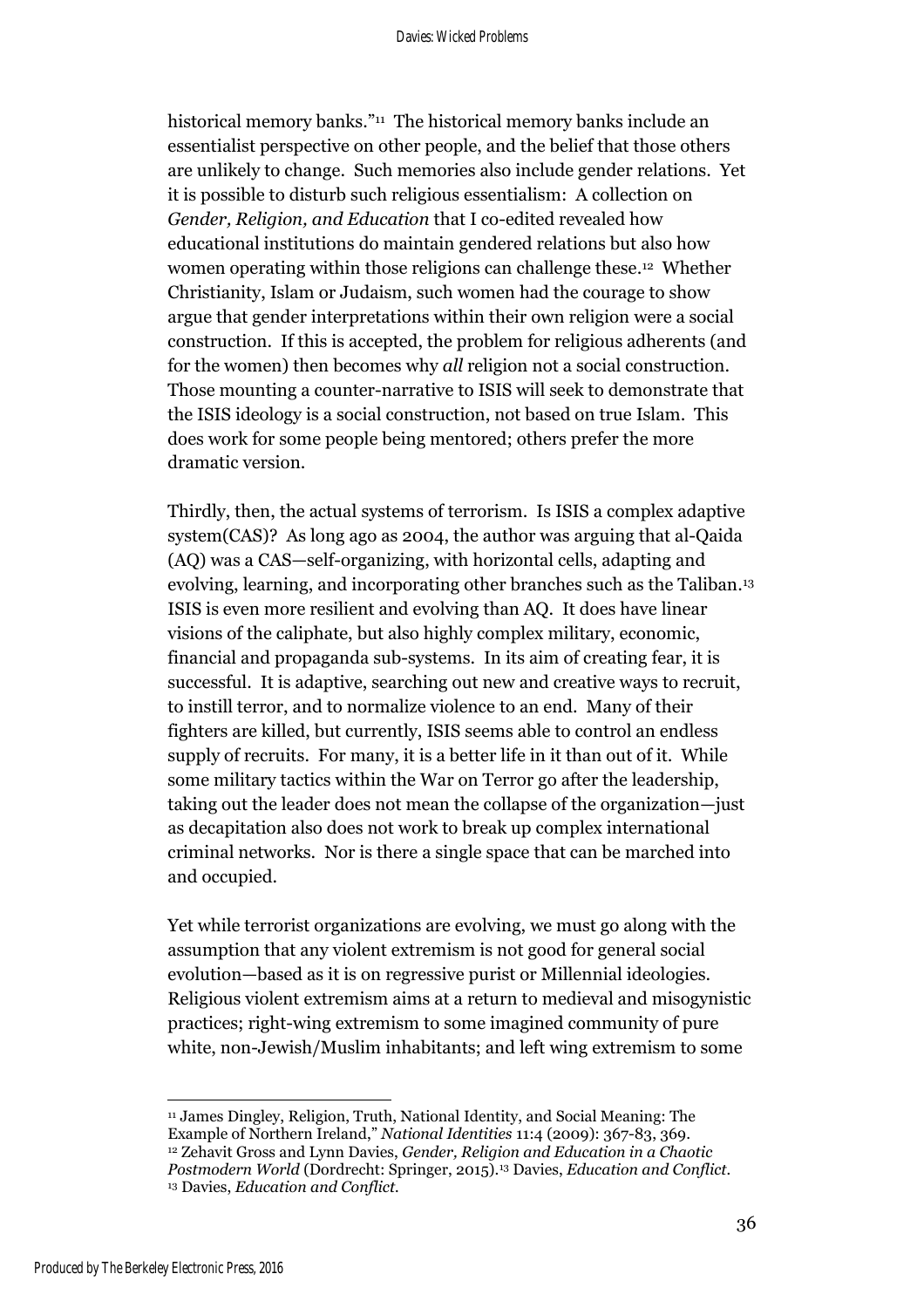historical memory banks."[11] The historical memory banks include an essentialist perspective on other people, and the belief that those others are unlikely to change. Such memories also include gender relations. Yet it is possible to disturb such religious essentialism: A collection on *Gender, Religion, and Education* that I co-edited revealed how educational institutions do maintain gendered relations but also how women operating within those religions can challenge these.[12] Whether Christianity, Islam or Judaism, such women had the courage to show argue that gender interpretations within their own religion were a social construction. If this is accepted, the problem for religious adherents (and for the women) then becomes why *all* religion not a social construction. Those mounting a counter-narrative to ISIS will seek to demonstrate that the ISIS ideology is a social construction, not based on true Islam. This does work for some people being mentored; others prefer the more dramatic version.

Thirdly, then, the actual systems of terrorism. Is ISIS a complex adaptive system(CAS)? As long ago as 2004, the author was arguing that al-Qaida (AQ) was a CAS—self-organizing, with horizontal cells, adapting and evolving, learning, and incorporating other branches such as the Taliban.[13] ISIS is even more resilient and evolving than AQ. It does have linear visions of the caliphate, but also highly complex military, economic, financial and propaganda sub-systems. In its aim of creating fear, it is successful. It is adaptive, searching out new and creative ways to recruit, to instill terror, and to normalize violence to an end. Many of their fighters are killed, but currently, ISIS seems able to control an endless supply of recruits. For many, it is a better life in it than out of it. While some military tactics within the War on Terror go after the leadership, taking out the leader does not mean the collapse of the organization—just as decapitation also does not work to break up complex international criminal networks. Nor is there a single space that can be marched into and occupied.

Yet while terrorist organizations are evolving, we must go along with the assumption that any violent extremism is not good for general social evolution—based as it is on regressive purist or Millennial ideologies. Religious violent extremism aims at a return to medieval and misogynistic practices; right-wing extremism to some imagined community of pure white, non-Jewish/Muslim inhabitants; and left wing extremism to some

---

[11] James Dingley, Religion, Truth, National Identity, and Social Meaning: The Example of Northern Ireland," *National Identities* 11:4 (2009): 367-83, 369.

[12] Zehavit Gross and Lynn Davies, *Gender, Religion and Education in a Chaotic Postmodern World* (Dordrecht: Springer, 2015).[13] Davies, *Education and Conflict*.

[13] Davies, *Education and Conflict*.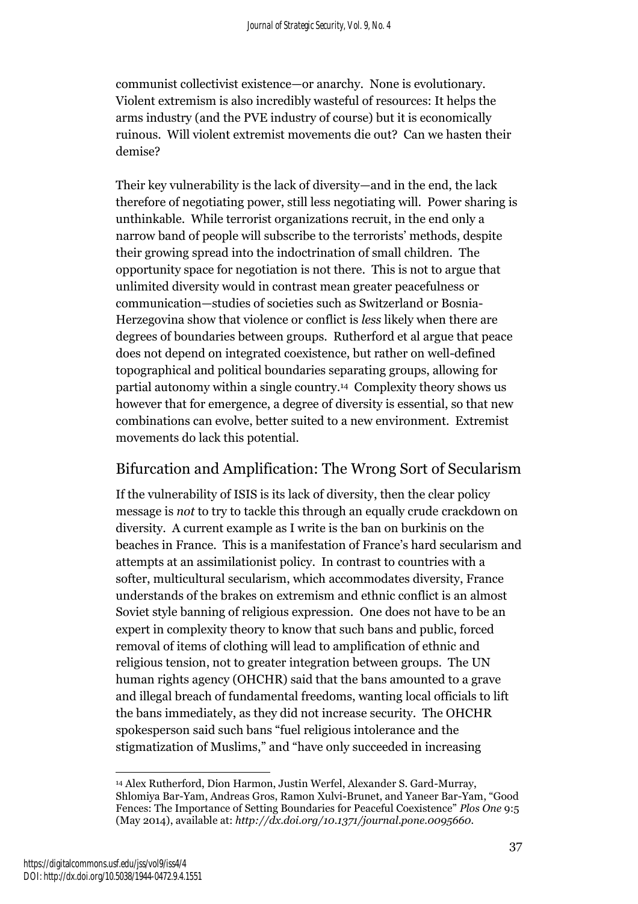communist collectivist existence—or anarchy. None is evolutionary. Violent extremism is also incredibly wasteful of resources: It helps the arms industry (and the PVE industry of course) but it is economically ruinous. Will violent extremist movements die out? Can we hasten their demise?

Their key vulnerability is the lack of diversity—and in the end, the lack therefore of negotiating power, still less negotiating will. Power sharing is unthinkable. While terrorist organizations recruit, in the end only a narrow band of people will subscribe to the terrorists' methods, despite their growing spread into the indoctrination of small children. The opportunity space for negotiation is not there. This is not to argue that unlimited diversity would in contrast mean greater peacefulness or communication—studies of societies such as Switzerland or Bosnia-Herzegovina show that violence or conflict is *less* likely when there are degrees of boundaries between groups. Rutherford et al argue that peace does not depend on integrated coexistence, but rather on well-defined topographical and political boundaries separating groups, allowing for partial autonomy within a single country.[14] Complexity theory shows us however that for emergence, a degree of diversity is essential, so that new combinations can evolve, better suited to a new environment. Extremist movements do lack this potential.

## Bifurcation and Amplification: The Wrong Sort of Secularism

If the vulnerability of ISIS is its lack of diversity, then the clear policy message is *not* to try to tackle this through an equally crude crackdown on diversity. A current example as I write is the ban on burkinis on the beaches in France. This is a manifestation of France's hard secularism and attempts at an assimilationist policy. In contrast to countries with a softer, multicultural secularism, which accommodates diversity, France understands of the brakes on extremism and ethnic conflict is an almost Soviet style banning of religious expression. One does not have to be an expert in complexity theory to know that such bans and public, forced removal of items of clothing will lead to amplification of ethnic and religious tension, not to greater integration between groups. The UN human rights agency (OHCHR) said that the bans amounted to a grave and illegal breach of fundamental freedoms, wanting local officials to lift the bans immediately, as they did not increase security. The OHCHR spokesperson said such bans "fuel religious intolerance and the stigmatization of Muslims," and "have only succeeded in increasing

---

[14] Alex Rutherford, Dion Harmon, Justin Werfel, Alexander S. Gard-Murray, Shlomiya Bar-Yam, Andreas Gros, Ramon Xulvi-Brunet, and Yaneer Bar-Yam, "Good Fences: The Importance of Setting Boundaries for Peaceful Coexistence" *Plos One* 9:5 (May 2014), available at: *http://dx.doi.org/10.1371/journal.pone.0095660*.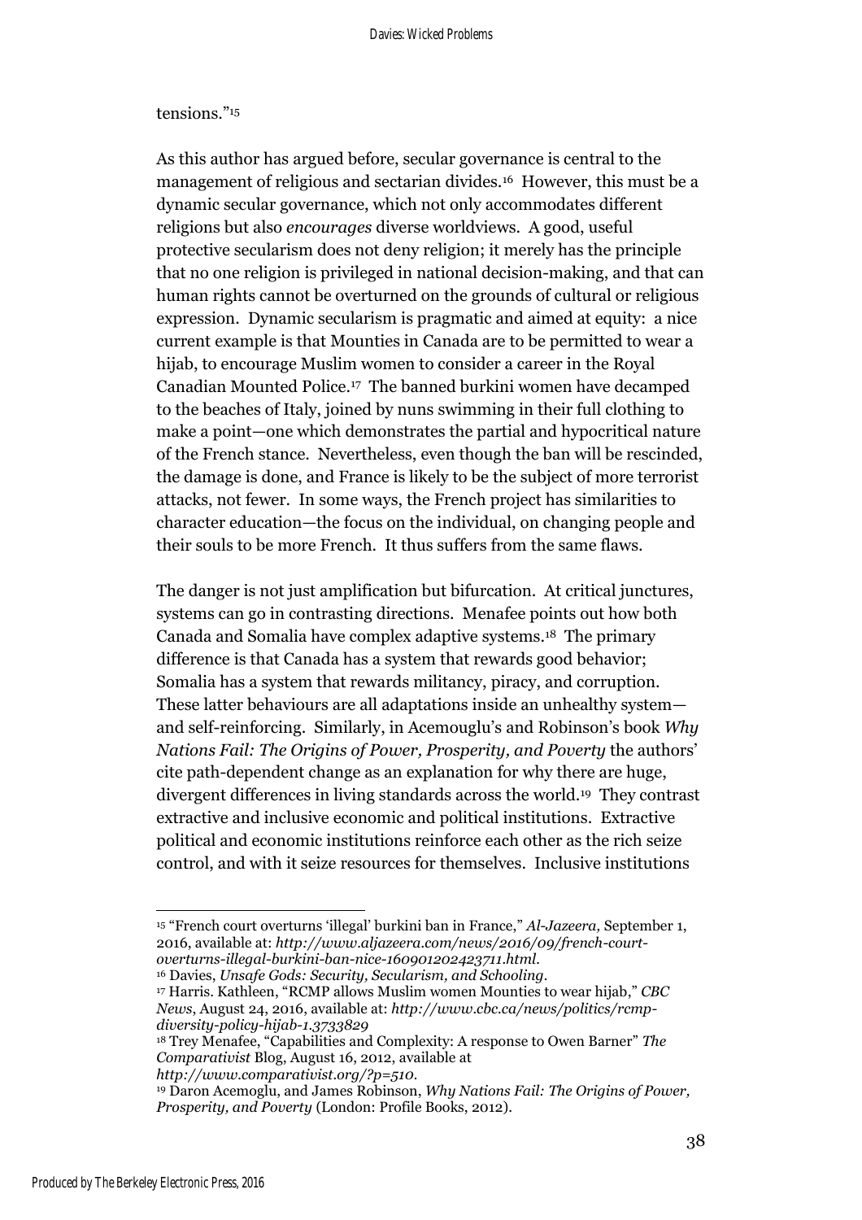tensions."[15]

As this author has argued before, secular governance is central to the management of religious and sectarian divides.[16] However, this must be a dynamic secular governance, which not only accommodates different religions but also *encourages* diverse worldviews. A good, useful protective secularism does not deny religion; it merely has the principle that no one religion is privileged in national decision-making, and that can human rights cannot be overturned on the grounds of cultural or religious expression. Dynamic secularism is pragmatic and aimed at equity: a nice current example is that Mounties in Canada are to be permitted to wear a hijab, to encourage Muslim women to consider a career in the Royal Canadian Mounted Police.[17] The banned burkini women have decamped to the beaches of Italy, joined by nuns swimming in their full clothing to make a point—one which demonstrates the partial and hypocritical nature of the French stance. Nevertheless, even though the ban will be rescinded, the damage is done, and France is likely to be the subject of more terrorist attacks, not fewer. In some ways, the French project has similarities to character education—the focus on the individual, on changing people and their souls to be more French. It thus suffers from the same flaws.

The danger is not just amplification but bifurcation. At critical junctures, systems can go in contrasting directions. Menafee points out how both Canada and Somalia have complex adaptive systems.[18] The primary difference is that Canada has a system that rewards good behavior; Somalia has a system that rewards militancy, piracy, and corruption. These latter behaviours are all adaptations inside an unhealthy system—and self-reinforcing. Similarly, in Acemouglu's and Robinson's book *Why Nations Fail: The Origins of Power, Prosperity, and Poverty* the authors' cite path-dependent change as an explanation for why there are huge, divergent differences in living standards across the world.[19] They contrast extractive and inclusive economic and political institutions. Extractive political and economic institutions reinforce each other as the rich seize control, and with it seize resources for themselves. Inclusive institutions

---

[15] "French court overturns 'illegal' burkini ban in France," *Al-Jazeera,* September 1, 2016, available at: *http://www.aljazeera.com/news/2016/09/french-court-overturns-illegal-burkini-ban-nice-160901202423711.html.*

[16] Davies, *Unsafe Gods: Security, Secularism, and Schooling.*

[17] Harris. Kathleen, "RCMP allows Muslim women Mounties to wear hijab," *CBC News*, August 24, 2016, available at: *http://www.cbc.ca/news/politics/rcmp-diversity-policy-hijab-1.3733829*

[18] Trey Menafee, "Capabilities and Complexity: A response to Owen Barner" *The Comparativist* Blog, August 16, 2012, available at *http://www.comparativist.org/?p=510.*

[19] Daron Acemoglu, and James Robinson, *Why Nations Fail: The Origins of Power, Prosperity, and Poverty* (London: Profile Books, 2012).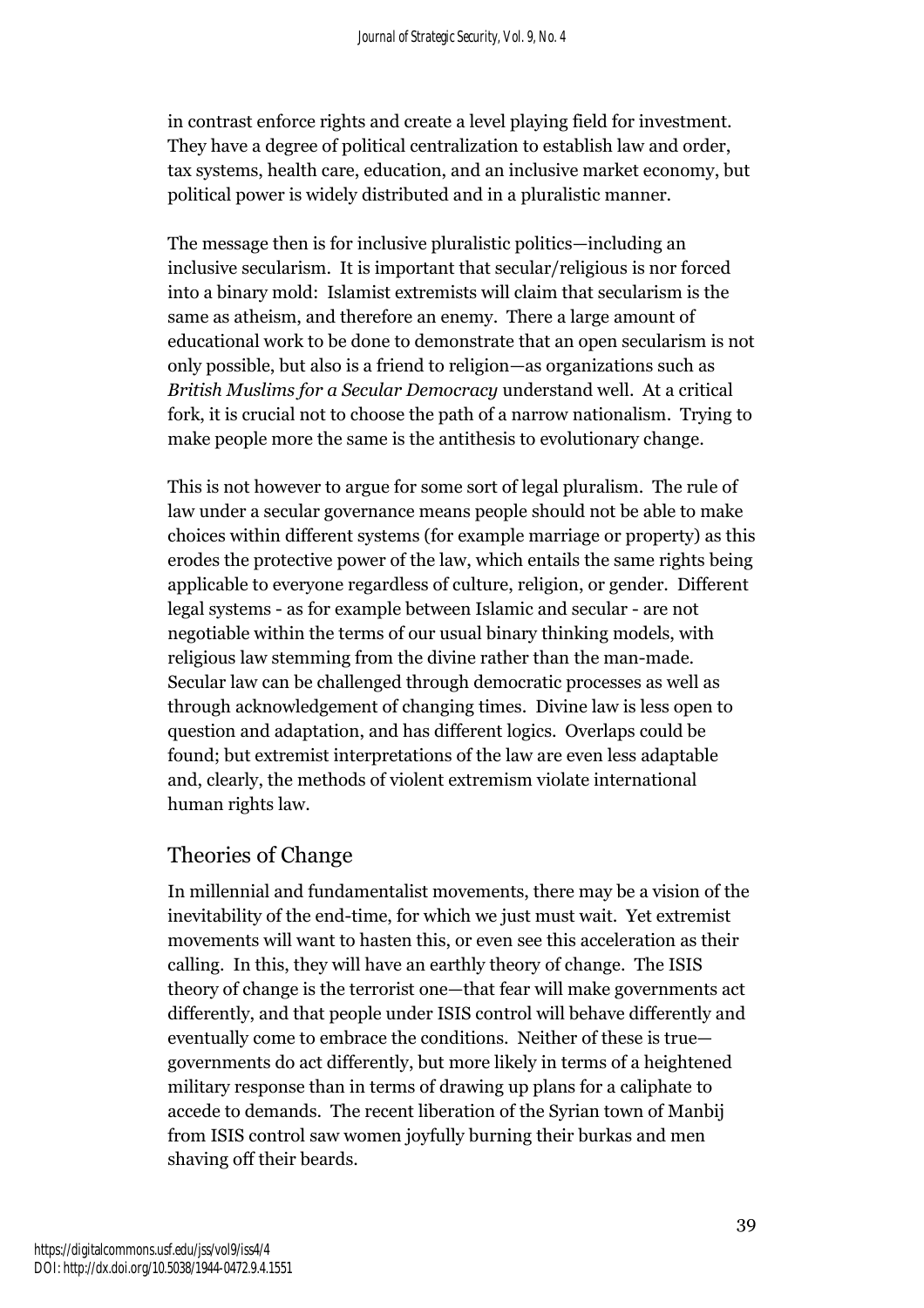in contrast enforce rights and create a level playing field for investment. They have a degree of political centralization to establish law and order, tax systems, health care, education, and an inclusive market economy, but political power is widely distributed and in a pluralistic manner.

The message then is for inclusive pluralistic politics—including an inclusive secularism. It is important that secular/religious is nor forced into a binary mold: Islamist extremists will claim that secularism is the same as atheism, and therefore an enemy. There a large amount of educational work to be done to demonstrate that an open secularism is not only possible, but also is a friend to religion—as organizations such as *British Muslims for a Secular Democracy* understand well. At a critical fork, it is crucial not to choose the path of a narrow nationalism. Trying to make people more the same is the antithesis to evolutionary change.

This is not however to argue for some sort of legal pluralism. The rule of law under a secular governance means people should not be able to make choices within different systems (for example marriage or property) as this erodes the protective power of the law, which entails the same rights being applicable to everyone regardless of culture, religion, or gender. Different legal systems - as for example between Islamic and secular - are not negotiable within the terms of our usual binary thinking models, with religious law stemming from the divine rather than the man-made. Secular law can be challenged through democratic processes as well as through acknowledgement of changing times. Divine law is less open to question and adaptation, and has different logics. Overlaps could be found; but extremist interpretations of the law are even less adaptable and, clearly, the methods of violent extremism violate international human rights law.

## Theories of Change

In millennial and fundamentalist movements, there may be a vision of the inevitability of the end-time, for which we just must wait. Yet extremist movements will want to hasten this, or even see this acceleration as their calling. In this, they will have an earthly theory of change. The ISIS theory of change is the terrorist one—that fear will make governments act differently, and that people under ISIS control will behave differently and eventually come to embrace the conditions. Neither of these is true—governments do act differently, but more likely in terms of a heightened military response than in terms of drawing up plans for a caliphate to accede to demands. The recent liberation of the Syrian town of Manbij from ISIS control saw women joyfully burning their burkas and men shaving off their beards.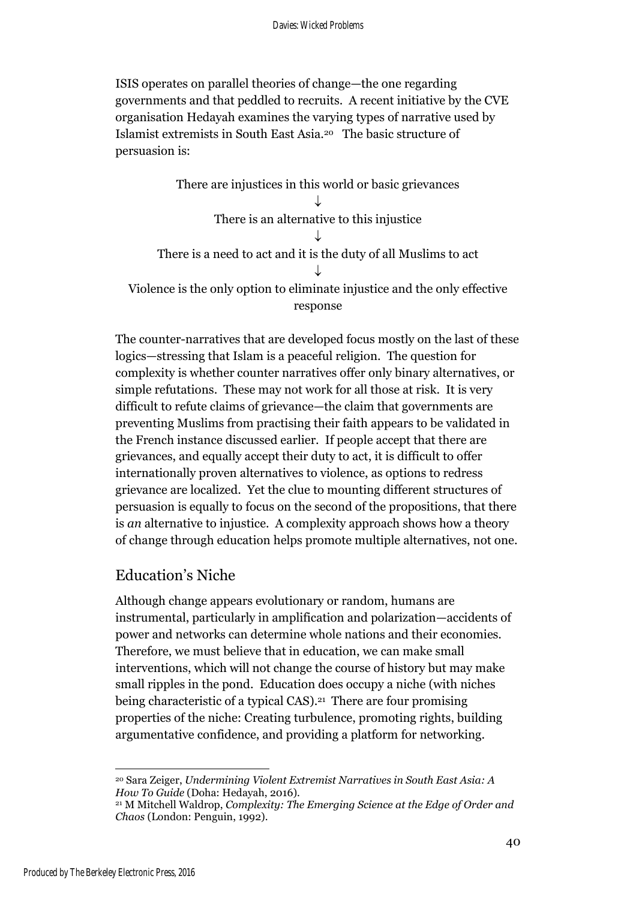ISIS operates on parallel theories of change—the one regarding governments and that peddled to recruits. A recent initiative by the CVE organisation Hedayah examines the varying types of narrative used by Islamist extremists in South East Asia.[20] The basic structure of persuasion is:

There are injustices in this world or basic grievances

↓

There is an alternative to this injustice

↓

There is a need to act and it is the duty of all Muslims to act

↓

Violence is the only option to eliminate injustice and the only effective response

The counter-narratives that are developed focus mostly on the last of these logics—stressing that Islam is a peaceful religion. The question for complexity is whether counter narratives offer only binary alternatives, or simple refutations. These may not work for all those at risk. It is very difficult to refute claims of grievance—the claim that governments are preventing Muslims from practising their faith appears to be validated in the French instance discussed earlier. If people accept that there are grievances, and equally accept their duty to act, it is difficult to offer internationally proven alternatives to violence, as options to redress grievance are localized. Yet the clue to mounting different structures of persuasion is equally to focus on the second of the propositions, that there is *an* alternative to injustice. A complexity approach shows how a theory of change through education helps promote multiple alternatives, not one.

## Education's Niche

Although change appears evolutionary or random, humans are instrumental, particularly in amplification and polarization—accidents of power and networks can determine whole nations and their economies. Therefore, we must believe that in education, we can make small interventions, which will not change the course of history but may make small ripples in the pond. Education does occupy a niche (with niches being characteristic of a typical CAS).[21] There are four promising properties of the niche: Creating turbulence, promoting rights, building argumentative confidence, and providing a platform for networking.

---

[20] Sara Zeiger, *Undermining Violent Extremist Narratives in South East Asia: A How To Guide* (Doha: Hedayah, 2016).

[21] M Mitchell Waldrop, *Complexity: The Emerging Science at the Edge of Order and Chaos* (London: Penguin, 1992).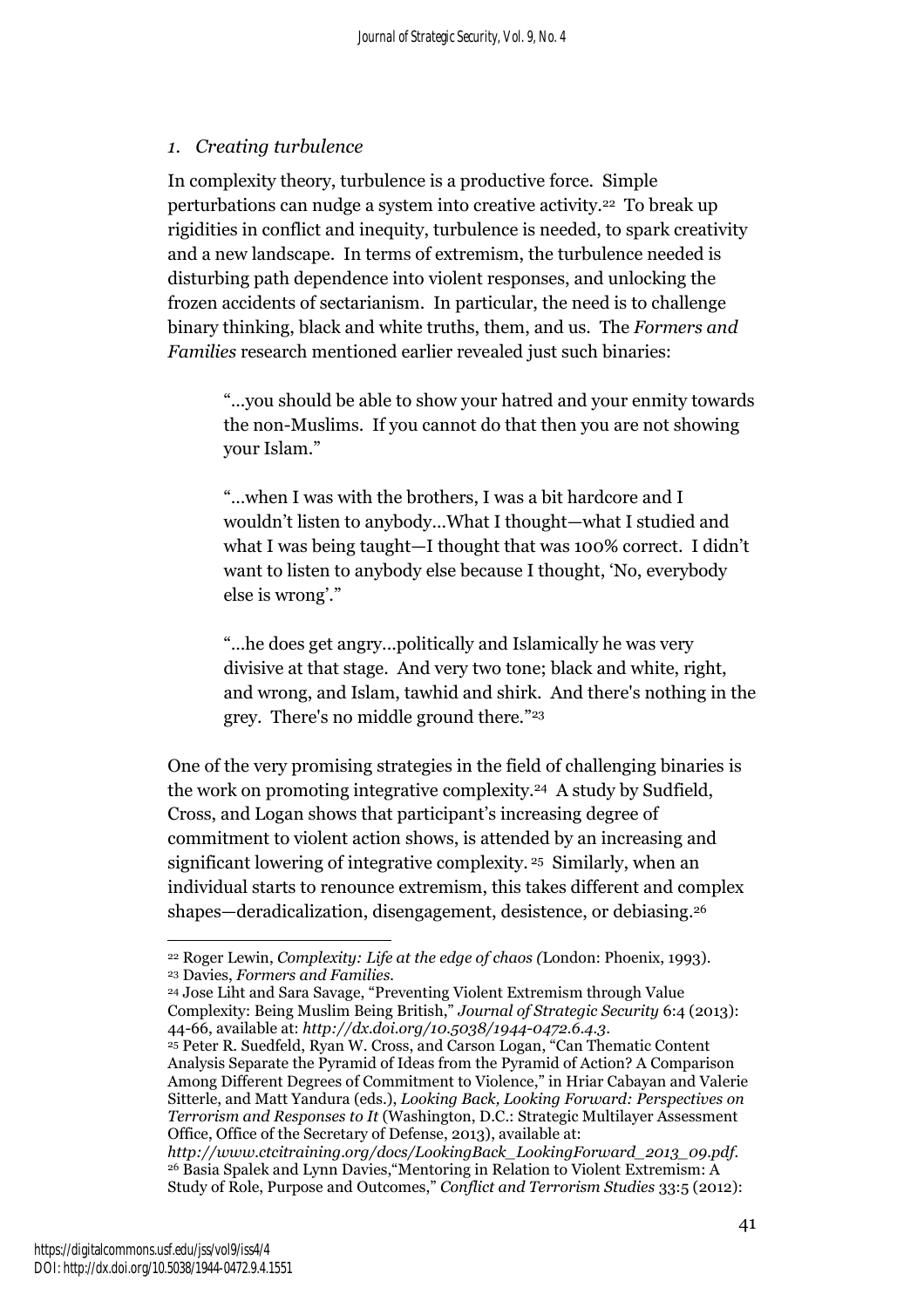*1. Creating turbulence*

In complexity theory, turbulence is a productive force. Simple perturbations can nudge a system into creative activity.[22] To break up rigidities in conflict and inequity, turbulence is needed, to spark creativity and a new landscape. In terms of extremism, the turbulence needed is disturbing path dependence into violent responses, and unlocking the frozen accidents of sectarianism. In particular, the need is to challenge binary thinking, black and white truths, them, and us. The *Formers and Families* research mentioned earlier revealed just such binaries:

> "...you should be able to show your hatred and your enmity towards the non-Muslims. If you cannot do that then you are not showing your Islam."
>
> "...when I was with the brothers, I was a bit hardcore and I wouldn't listen to anybody...What I thought—what I studied and what I was being taught—I thought that was 100% correct. I didn't want to listen to anybody else because I thought, 'No, everybody else is wrong'."
>
> "...he does get angry...politically and Islamically he was very divisive at that stage. And very two tone; black and white, right, and wrong, and Islam, tawhid and shirk. And there's nothing in the grey. There's no middle ground there."[23]

One of the very promising strategies in the field of challenging binaries is the work on promoting integrative complexity.[24] A study by Sudfield, Cross, and Logan shows that participant's increasing degree of commitment to violent action shows, is attended by an increasing and significant lowering of integrative complexity.[25] Similarly, when an individual starts to renounce extremism, this takes different and complex shapes—deradicalization, disengagement, desistence, or debiasing.[26]

---

[22] Roger Lewin, *Complexity: Life at the edge of chaos (*London: Phoenix, 1993).

[23] Davies, *Formers and Families.*

[24] Jose Liht and Sara Savage, "Preventing Violent Extremism through Value Complexity: Being Muslim Being British," *Journal of Strategic Security* 6:4 (2013): 44-66, available at: *http://dx.doi.org/10.5038/1944-0472.6.4.3*.

[25] Peter R. Suedfeld, Ryan W. Cross, and Carson Logan, "Can Thematic Content Analysis Separate the Pyramid of Ideas from the Pyramid of Action? A Comparison Among Different Degrees of Commitment to Violence," in Hriar Cabayan and Valerie Sitterle, and Matt Yandura (eds.), *Looking Back, Looking Forward: Perspectives on Terrorism and Responses to It* (Washington, D.C.: Strategic Multilayer Assessment Office, Office of the Secretary of Defense, 2013), available at: *http://www.ctcitraining.org/docs/LookingBack_LookingForward_2013_09.pdf.*

[26] Basia Spalek and Lynn Davies,"Mentoring in Relation to Violent Extremism: A Study of Role, Purpose and Outcomes," *Conflict and Terrorism Studies* 33:5 (2012):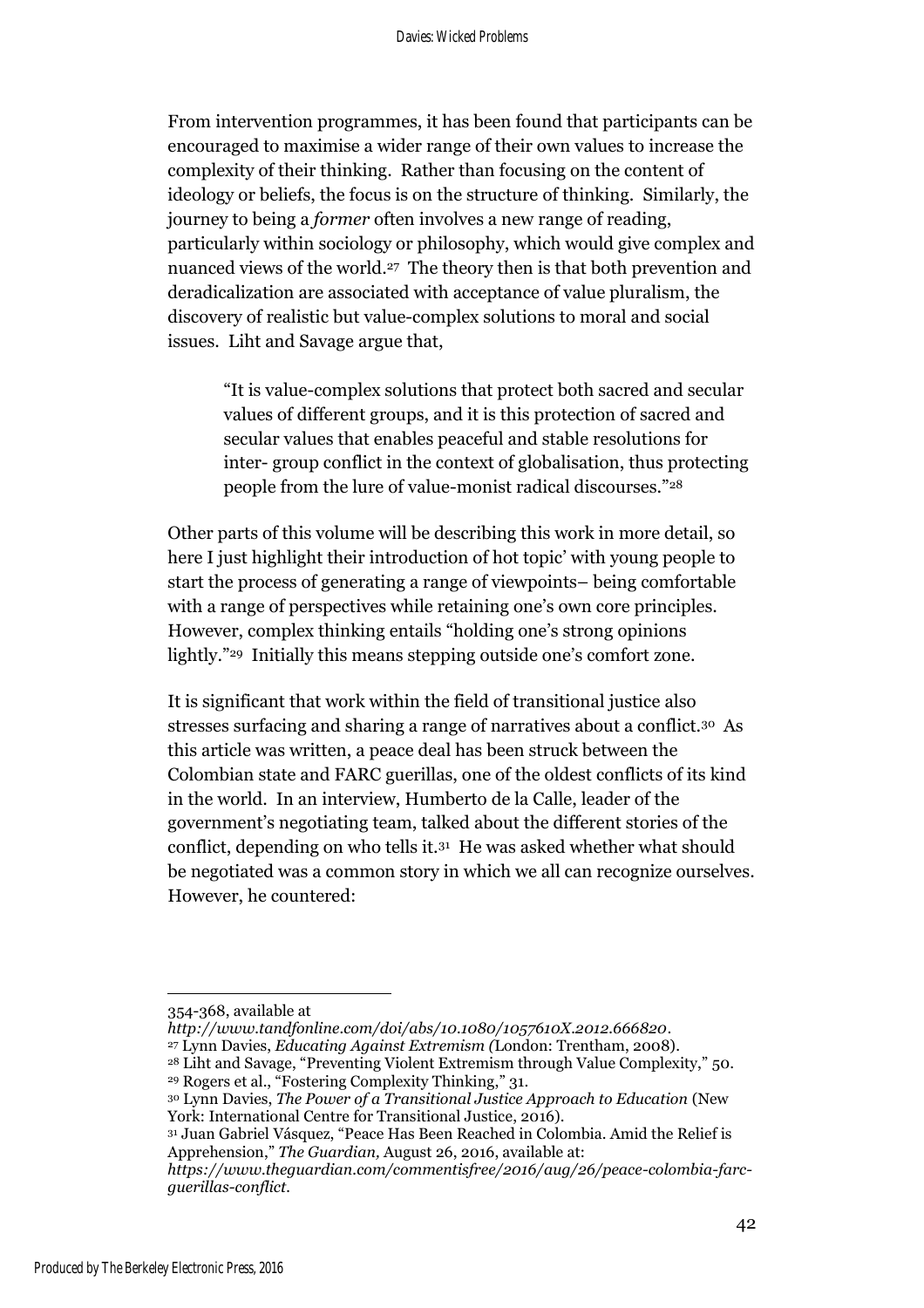From intervention programmes, it has been found that participants can be encouraged to maximise a wider range of their own values to increase the complexity of their thinking. Rather than focusing on the content of ideology or beliefs, the focus is on the structure of thinking. Similarly, the journey to being a *former* often involves a new range of reading, particularly within sociology or philosophy, which would give complex and nuanced views of the world.[27] The theory then is that both prevention and deradicalization are associated with acceptance of value pluralism, the discovery of realistic but value-complex solutions to moral and social issues. Liht and Savage argue that,

> "It is value-complex solutions that protect both sacred and secular values of different groups, and it is this protection of sacred and secular values that enables peaceful and stable resolutions for inter- group conflict in the context of globalisation, thus protecting people from the lure of value-monist radical discourses."[28]

Other parts of this volume will be describing this work in more detail, so here I just highlight their introduction of hot topic' with young people to start the process of generating a range of viewpoints– being comfortable with a range of perspectives while retaining one's own core principles. However, complex thinking entails "holding one's strong opinions lightly."[29] Initially this means stepping outside one's comfort zone.

It is significant that work within the field of transitional justice also stresses surfacing and sharing a range of narratives about a conflict.[30] As this article was written, a peace deal has been struck between the Colombian state and FARC guerillas, one of the oldest conflicts of its kind in the world. In an interview, Humberto de la Calle, leader of the government's negotiating team, talked about the different stories of the conflict, depending on who tells it.[31] He was asked whether what should be negotiated was a common story in which we all can recognize ourselves. However, he countered:

---

354-368, available at *http://www.tandfonline.com/doi/abs/10.1080/1057610X.2012.666820*.

[27] Lynn Davies, *Educating Against Extremism (*London: Trentham, 2008).

[28] Liht and Savage, "Preventing Violent Extremism through Value Complexity," 50.

[29] Rogers et al., "Fostering Complexity Thinking," 31.

[30] Lynn Davies, *The Power of a Transitional Justice Approach to Education* (New York: International Centre for Transitional Justice, 2016).

[31] Juan Gabriel Vásquez, "Peace Has Been Reached in Colombia. Amid the Relief is Apprehension," *The Guardian,* August 26, 2016, available at: *https://www.theguardian.com/commentisfree/2016/aug/26/peace-colombia-farc-guerillas-conflict*.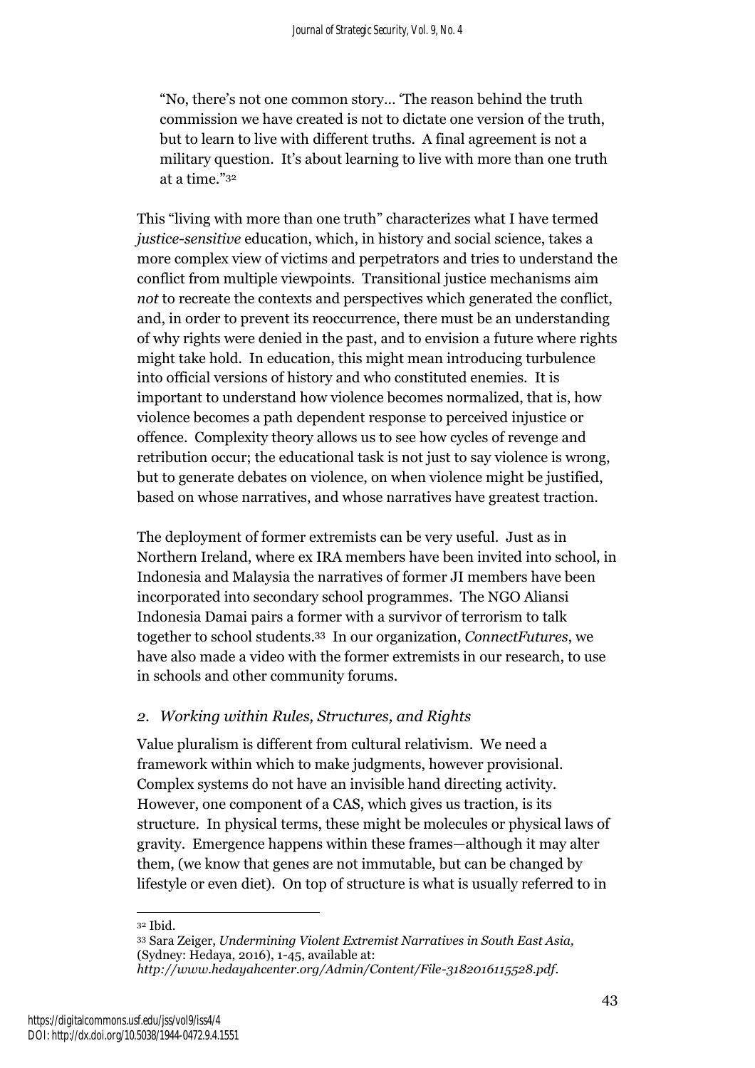"No, there's not one common story… 'The reason behind the truth commission we have created is not to dictate one version of the truth, but to learn to live with different truths. A final agreement is not a military question. It's about learning to live with more than one truth at a time."[32]

This "living with more than one truth" characterizes what I have termed *justice-sensitive* education, which, in history and social science, takes a more complex view of victims and perpetrators and tries to understand the conflict from multiple viewpoints. Transitional justice mechanisms aim *not* to recreate the contexts and perspectives which generated the conflict, and, in order to prevent its reoccurrence, there must be an understanding of why rights were denied in the past, and to envision a future where rights might take hold. In education, this might mean introducing turbulence into official versions of history and who constituted enemies. It is important to understand how violence becomes normalized, that is, how violence becomes a path dependent response to perceived injustice or offence. Complexity theory allows us to see how cycles of revenge and retribution occur; the educational task is not just to say violence is wrong, but to generate debates on violence, on when violence might be justified, based on whose narratives, and whose narratives have greatest traction.

The deployment of former extremists can be very useful. Just as in Northern Ireland, where ex IRA members have been invited into school, in Indonesia and Malaysia the narratives of former JI members have been incorporated into secondary school programmes. The NGO Aliansi Indonesia Damai pairs a former with a survivor of terrorism to talk together to school students.[33] In our organization, *ConnectFutures*, we have also made a video with the former extremists in our research, to use in schools and other community forums.

## *2. Working within Rules, Structures, and Rights*

Value pluralism is different from cultural relativism. We need a framework within which to make judgments, however provisional. Complex systems do not have an invisible hand directing activity. However, one component of a CAS, which gives us traction, is its structure. In physical terms, these might be molecules or physical laws of gravity. Emergence happens within these frames—although it may alter them, (we know that genes are not immutable, but can be changed by lifestyle or even diet). On top of structure is what is usually referred to in

---

[32] Ibid.

[33] Sara Zeiger, *Undermining Violent Extremist Narratives in South East Asia,* (Sydney: Hedaya, 2016), 1-45, available at: *http://www.hedayahcenter.org/Admin/Content/File-3182016115528.pdf*.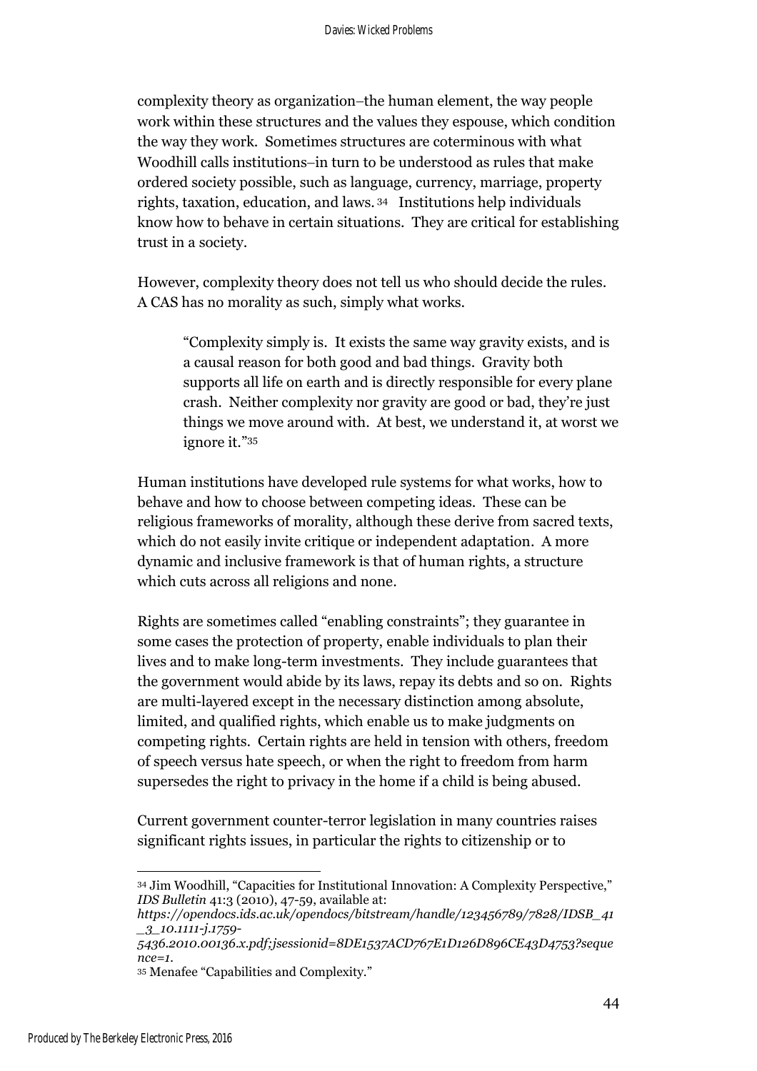complexity theory as organization–the human element, the way people work within these structures and the values they espouse, which condition the way they work. Sometimes structures are coterminous with what Woodhill calls institutions–in turn to be understood as rules that make ordered society possible, such as language, currency, marriage, property rights, taxation, education, and laws.[34] Institutions help individuals know how to behave in certain situations. They are critical for establishing trust in a society.

However, complexity theory does not tell us who should decide the rules. A CAS has no morality as such, simply what works.

> "Complexity simply is. It exists the same way gravity exists, and is a causal reason for both good and bad things. Gravity both supports all life on earth and is directly responsible for every plane crash. Neither complexity nor gravity are good or bad, they're just things we move around with. At best, we understand it, at worst we ignore it."[35]

Human institutions have developed rule systems for what works, how to behave and how to choose between competing ideas. These can be religious frameworks of morality, although these derive from sacred texts, which do not easily invite critique or independent adaptation. A more dynamic and inclusive framework is that of human rights, a structure which cuts across all religions and none.

Rights are sometimes called "enabling constraints"; they guarantee in some cases the protection of property, enable individuals to plan their lives and to make long-term investments. They include guarantees that the government would abide by its laws, repay its debts and so on. Rights are multi-layered except in the necessary distinction among absolute, limited, and qualified rights, which enable us to make judgments on competing rights. Certain rights are held in tension with others, freedom of speech versus hate speech, or when the right to freedom from harm supersedes the right to privacy in the home if a child is being abused.

Current government counter-terror legislation in many countries raises significant rights issues, in particular the rights to citizenship or to

---

[34] Jim Woodhill, "Capacities for Institutional Innovation: A Complexity Perspective," *IDS Bulletin* 41:3 (2010), 47-59, available at: *https://opendocs.ids.ac.uk/opendocs/bitstream/handle/123456789/7828/IDSB_41_3_10.1111-j.1759-5436.2010.00136.x.pdf;jsessionid=8DE1537ACD767E1D126D896CE43D4753?sequence=1.*

[35] Menafee "Capabilities and Complexity."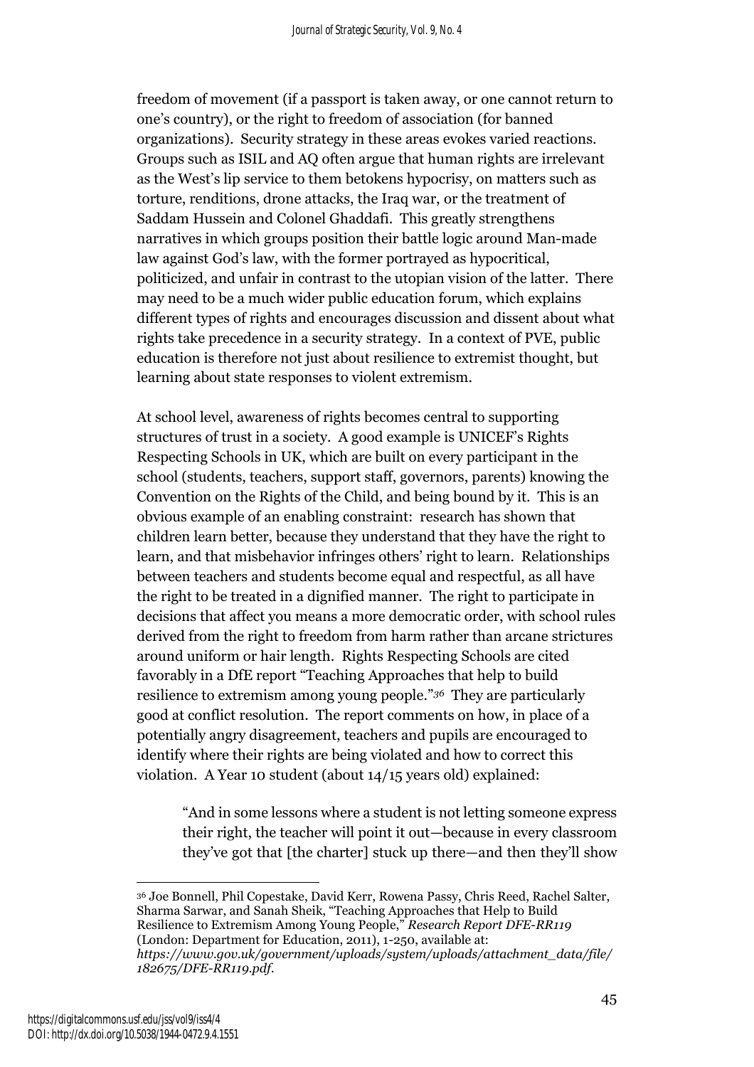freedom of movement (if a passport is taken away, or one cannot return to one's country), or the right to freedom of association (for banned organizations). Security strategy in these areas evokes varied reactions. Groups such as ISIL and AQ often argue that human rights are irrelevant as the West's lip service to them betokens hypocrisy, on matters such as torture, renditions, drone attacks, the Iraq war, or the treatment of Saddam Hussein and Colonel Ghaddafi. This greatly strengthens narratives in which groups position their battle logic around Man-made law against God's law, with the former portrayed as hypocritical, politicized, and unfair in contrast to the utopian vision of the latter. There may need to be a much wider public education forum, which explains different types of rights and encourages discussion and dissent about what rights take precedence in a security strategy. In a context of PVE, public education is therefore not just about resilience to extremist thought, but learning about state responses to violent extremism.

At school level, awareness of rights becomes central to supporting structures of trust in a society. A good example is UNICEF's Rights Respecting Schools in UK, which are built on every participant in the school (students, teachers, support staff, governors, parents) knowing the Convention on the Rights of the Child, and being bound by it. This is an obvious example of an enabling constraint: research has shown that children learn better, because they understand that they have the right to learn, and that misbehavior infringes others' right to learn. Relationships between teachers and students become equal and respectful, as all have the right to be treated in a dignified manner. The right to participate in decisions that affect you means a more democratic order, with school rules derived from the right to freedom from harm rather than arcane strictures around uniform or hair length. Rights Respecting Schools are cited favorably in a DfE report "Teaching Approaches that help to build resilience to extremism among young people."[36] They are particularly good at conflict resolution. The report comments on how, in place of a potentially angry disagreement, teachers and pupils are encouraged to identify where their rights are being violated and how to correct this violation. A Year 10 student (about 14/15 years old) explained:

> "And in some lessons where a student is not letting someone express their right, the teacher will point it out—because in every classroom they've got that [the charter] stuck up there—and then they'll show

[36] Joe Bonnell, Phil Copestake, David Kerr, Rowena Passy, Chris Reed, Rachel Salter, Sharma Sarwar, and Sanah Sheik, "Teaching Approaches that Help to Build Resilience to Extremism Among Young People," *Research Report DFE-RR119* (London: Department for Education, 2011), 1-250, available at: *https://www.gov.uk/government/uploads/system/uploads/attachment_data/file/182675/DFE-RR119.pdf*.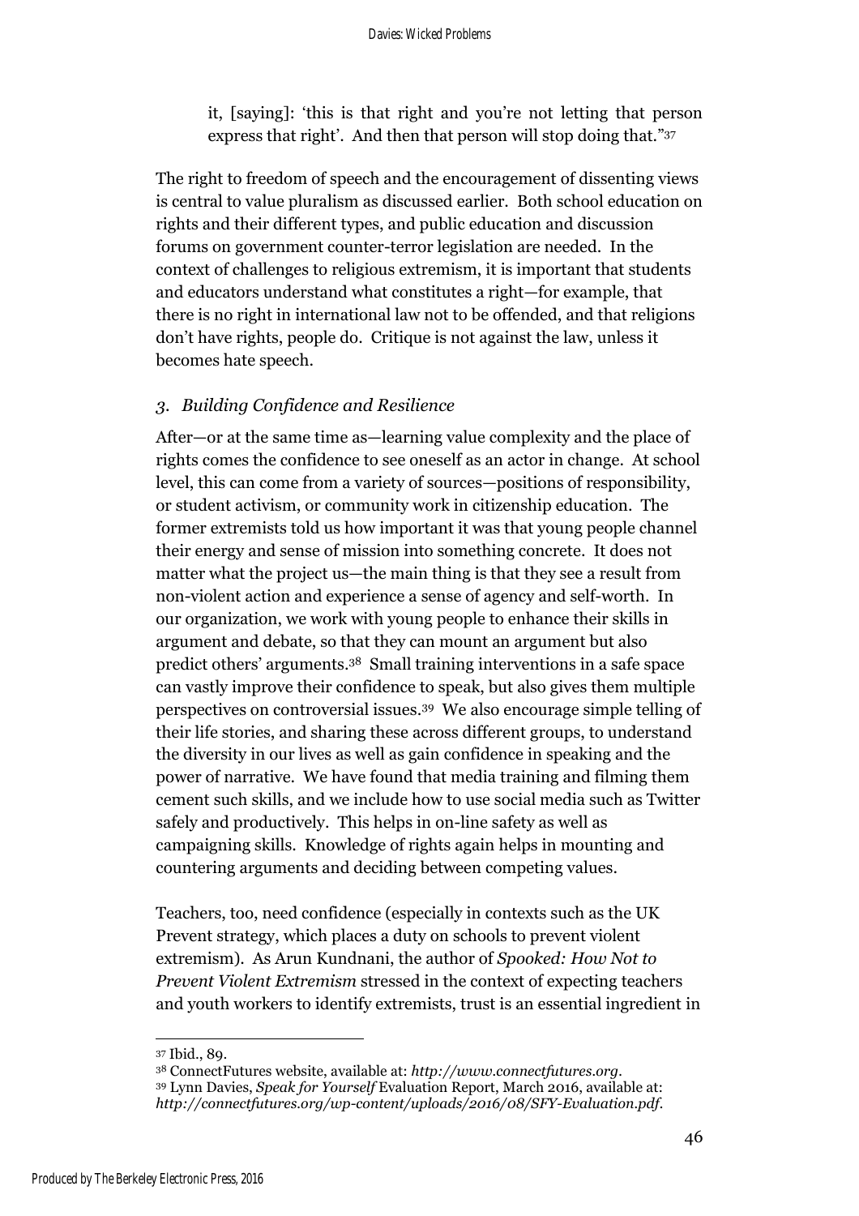it, [saying]: 'this is that right and you're not letting that person express that right'. And then that person will stop doing that."[37]

The right to freedom of speech and the encouragement of dissenting views is central to value pluralism as discussed earlier. Both school education on rights and their different types, and public education and discussion forums on government counter-terror legislation are needed. In the context of challenges to religious extremism, it is important that students and educators understand what constitutes a right—for example, that there is no right in international law not to be offended, and that religions don't have rights, people do. Critique is not against the law, unless it becomes hate speech.

### *3. Building Confidence and Resilience*

After—or at the same time as—learning value complexity and the place of rights comes the confidence to see oneself as an actor in change. At school level, this can come from a variety of sources—positions of responsibility, or student activism, or community work in citizenship education. The former extremists told us how important it was that young people channel their energy and sense of mission into something concrete. It does not matter what the project us—the main thing is that they see a result from non-violent action and experience a sense of agency and self-worth. In our organization, we work with young people to enhance their skills in argument and debate, so that they can mount an argument but also predict others' arguments.[38] Small training interventions in a safe space can vastly improve their confidence to speak, but also gives them multiple perspectives on controversial issues.[39] We also encourage simple telling of their life stories, and sharing these across different groups, to understand the diversity in our lives as well as gain confidence in speaking and the power of narrative. We have found that media training and filming them cement such skills, and we include how to use social media such as Twitter safely and productively. This helps in on-line safety as well as campaigning skills. Knowledge of rights again helps in mounting and countering arguments and deciding between competing values.

Teachers, too, need confidence (especially in contexts such as the UK Prevent strategy, which places a duty on schools to prevent violent extremism). As Arun Kundnani, the author of *Spooked: How Not to Prevent Violent Extremism* stressed in the context of expecting teachers and youth workers to identify extremists, trust is an essential ingredient in

---

[37] Ibid., 89.

[38] ConnectFutures website, available at: *http://www.connectfutures.org*.

[39] Lynn Davies, *Speak for Yourself* Evaluation Report, March 2016, available at: *http://connectfutures.org/wp-content/uploads/2016/08/SFY-Evaluation.pdf*.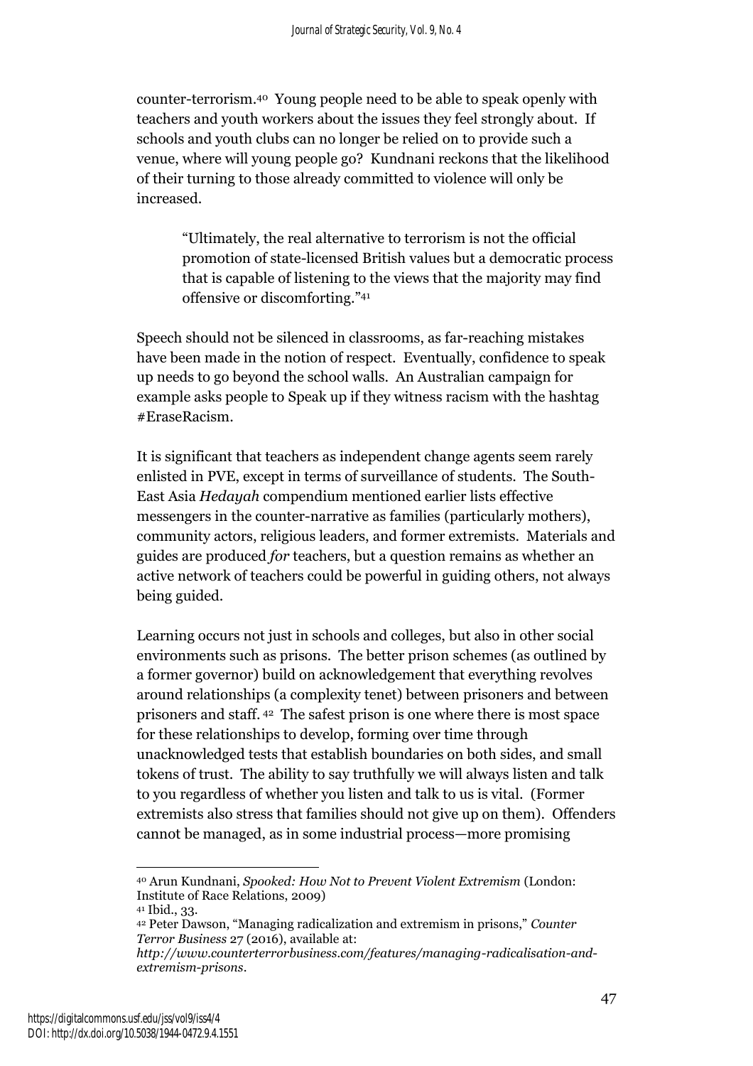counter-terrorism.[40] Young people need to be able to speak openly with teachers and youth workers about the issues they feel strongly about. If schools and youth clubs can no longer be relied on to provide such a venue, where will young people go? Kundnani reckons that the likelihood of their turning to those already committed to violence will only be increased.

> "Ultimately, the real alternative to terrorism is not the official promotion of state-licensed British values but a democratic process that is capable of listening to the views that the majority may find offensive or discomforting."[41]

Speech should not be silenced in classrooms, as far-reaching mistakes have been made in the notion of respect. Eventually, confidence to speak up needs to go beyond the school walls. An Australian campaign for example asks people to Speak up if they witness racism with the hashtag #EraseRacism.

It is significant that teachers as independent change agents seem rarely enlisted in PVE, except in terms of surveillance of students. The South-East Asia *Hedayah* compendium mentioned earlier lists effective messengers in the counter-narrative as families (particularly mothers), community actors, religious leaders, and former extremists. Materials and guides are produced *for* teachers, but a question remains as whether an active network of teachers could be powerful in guiding others, not always being guided.

Learning occurs not just in schools and colleges, but also in other social environments such as prisons. The better prison schemes (as outlined by a former governor) build on acknowledgement that everything revolves around relationships (a complexity tenet) between prisoners and between prisoners and staff.[42] The safest prison is one where there is most space for these relationships to develop, forming over time through unacknowledged tests that establish boundaries on both sides, and small tokens of trust. The ability to say truthfully we will always listen and talk to you regardless of whether you listen and talk to us is vital. (Former extremists also stress that families should not give up on them). Offenders cannot be managed, as in some industrial process—more promising

---

[40] Arun Kundnani, *Spooked: How Not to Prevent Violent Extremism* (London: Institute of Race Relations, 2009)

[41] Ibid., 33.

[42] Peter Dawson, "Managing radicalization and extremism in prisons," *Counter Terror Business* 27 (2016), available at: *http://www.counterterrorbusiness.com/features/managing-radicalisation-and-extremism-prisons*.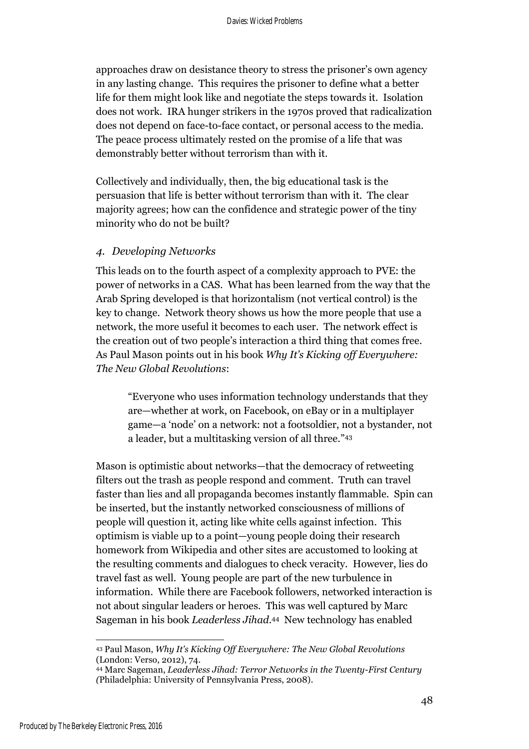approaches draw on desistance theory to stress the prisoner's own agency in any lasting change. This requires the prisoner to define what a better life for them might look like and negotiate the steps towards it. Isolation does not work. IRA hunger strikers in the 1970s proved that radicalization does not depend on face-to-face contact, or personal access to the media. The peace process ultimately rested on the promise of a life that was demonstrably better without terrorism than with it.

Collectively and individually, then, the big educational task is the persuasion that life is better without terrorism than with it. The clear majority agrees; how can the confidence and strategic power of the tiny minority who do not be built?

### *4. Developing Networks*

This leads on to the fourth aspect of a complexity approach to PVE: the power of networks in a CAS. What has been learned from the way that the Arab Spring developed is that horizontalism (not vertical control) is the key to change. Network theory shows us how the more people that use a network, the more useful it becomes to each user. The network effect is the creation out of two people's interaction a third thing that comes free. As Paul Mason points out in his book *Why It's Kicking off Everywhere: The New Global Revolutions*:

> "Everyone who uses information technology understands that they are—whether at work, on Facebook, on eBay or in a multiplayer game—a 'node' on a network: not a footsoldier, not a bystander, not a leader, but a multitasking version of all three."[43]

Mason is optimistic about networks—that the democracy of retweeting filters out the trash as people respond and comment. Truth can travel faster than lies and all propaganda becomes instantly flammable. Spin can be inserted, but the instantly networked consciousness of millions of people will question it, acting like white cells against infection. This optimism is viable up to a point—young people doing their research homework from Wikipedia and other sites are accustomed to looking at the resulting comments and dialogues to check veracity. However, lies do travel fast as well. Young people are part of the new turbulence in information. While there are Facebook followers, networked interaction is not about singular leaders or heroes. This was well captured by Marc Sageman in his book *Leaderless Jihad*.[44] New technology has enabled

---

[43] Paul Mason, *Why It's Kicking Off Everywhere: The New Global Revolutions* (London: Verso, 2012), 74.

[44] Marc Sageman, *Leaderless Jihad: Terror Networks in the Twenty-First Century* (Philadelphia: University of Pennsylvania Press, 2008).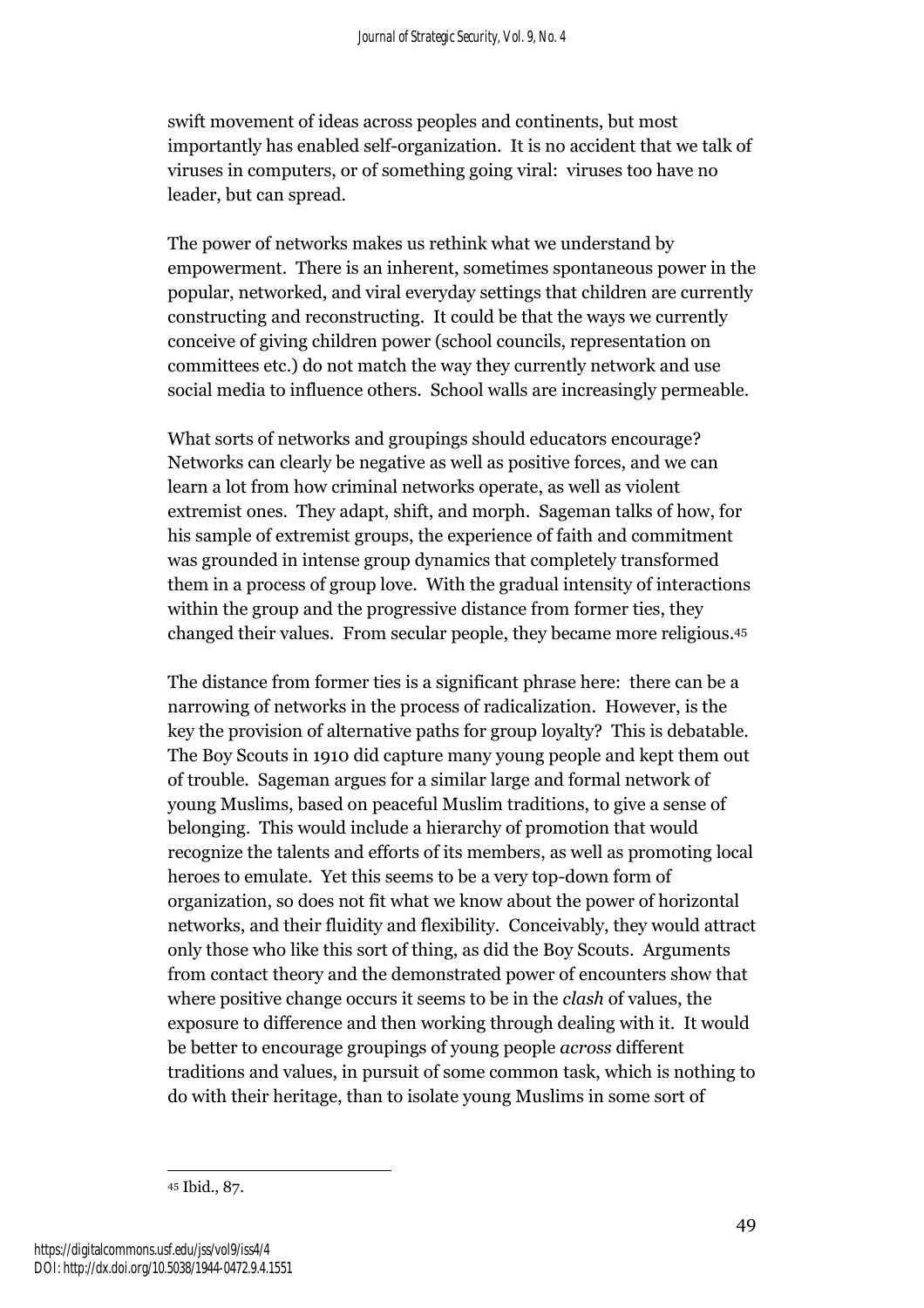swift movement of ideas across peoples and continents, but most importantly has enabled self-organization. It is no accident that we talk of viruses in computers, or of something going viral: viruses too have no leader, but can spread.

The power of networks makes us rethink what we understand by empowerment. There is an inherent, sometimes spontaneous power in the popular, networked, and viral everyday settings that children are currently constructing and reconstructing. It could be that the ways we currently conceive of giving children power (school councils, representation on committees etc.) do not match the way they currently network and use social media to influence others. School walls are increasingly permeable.

What sorts of networks and groupings should educators encourage? Networks can clearly be negative as well as positive forces, and we can learn a lot from how criminal networks operate, as well as violent extremist ones. They adapt, shift, and morph. Sageman talks of how, for his sample of extremist groups, the experience of faith and commitment was grounded in intense group dynamics that completely transformed them in a process of group love. With the gradual intensity of interactions within the group and the progressive distance from former ties, they changed their values. From secular people, they became more religious.[45]

The distance from former ties is a significant phrase here: there can be a narrowing of networks in the process of radicalization. However, is the key the provision of alternative paths for group loyalty? This is debatable. The Boy Scouts in 1910 did capture many young people and kept them out of trouble. Sageman argues for a similar large and formal network of young Muslims, based on peaceful Muslim traditions, to give a sense of belonging. This would include a hierarchy of promotion that would recognize the talents and efforts of its members, as well as promoting local heroes to emulate. Yet this seems to be a very top-down form of organization, so does not fit what we know about the power of horizontal networks, and their fluidity and flexibility. Conceivably, they would attract only those who like this sort of thing, as did the Boy Scouts. Arguments from contact theory and the demonstrated power of encounters show that where positive change occurs it seems to be in the *clash* of values, the exposure to difference and then working through dealing with it. It would be better to encourage groupings of young people *across* different traditions and values, in pursuit of some common task, which is nothing to do with their heritage, than to isolate young Muslims in some sort of

[45] Ibid., 87.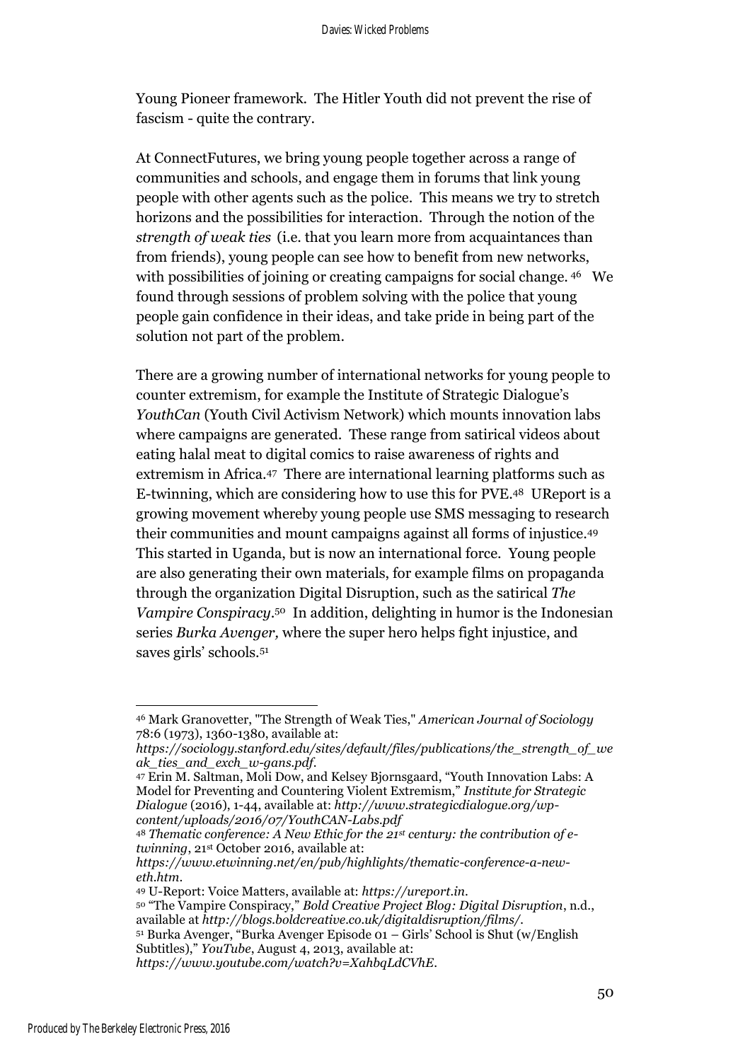Young Pioneer framework. The Hitler Youth did not prevent the rise of fascism - quite the contrary.

At ConnectFutures, we bring young people together across a range of communities and schools, and engage them in forums that link young people with other agents such as the police. This means we try to stretch horizons and the possibilities for interaction. Through the notion of the *strength of weak ties* (i.e. that you learn more from acquaintances than from friends), young people can see how to benefit from new networks, with possibilities of joining or creating campaigns for social change. [46] We found through sessions of problem solving with the police that young people gain confidence in their ideas, and take pride in being part of the solution not part of the problem.

There are a growing number of international networks for young people to counter extremism, for example the Institute of Strategic Dialogue's *YouthCan* (Youth Civil Activism Network) which mounts innovation labs where campaigns are generated. These range from satirical videos about eating halal meat to digital comics to raise awareness of rights and extremism in Africa.[47] There are international learning platforms such as E-twinning, which are considering how to use this for PVE.[48] UReport is a growing movement whereby young people use SMS messaging to research their communities and mount campaigns against all forms of injustice.[49] This started in Uganda, but is now an international force. Young people are also generating their own materials, for example films on propaganda through the organization Digital Disruption, such as the satirical *The Vampire Conspiracy*.[50] In addition, delighting in humor is the Indonesian series *Burka Avenger,* where the super hero helps fight injustice, and saves girls' schools.[51]

---

[46] Mark Granovetter, "The Strength of Weak Ties," *American Journal of Sociology* 78:6 (1973), 1360-1380, available at: *https://sociology.stanford.edu/sites/default/files/publications/the_strength_of_weak_ties_and_exch_w-gans.pdf*.

[47] Erin M. Saltman, Moli Dow, and Kelsey Bjornsgaard, "Youth Innovation Labs: A Model for Preventing and Countering Violent Extremism," *Institute for Strategic Dialogue* (2016), 1-44, available at: *http://www.strategicdialogue.org/wp-content/uploads/2016/07/YouthCAN-Labs.pdf*

[48] *Thematic conference: A New Ethic for the 21st century: the contribution of e-twinning*, 21st October 2016, available at: *https://www.etwinning.net/en/pub/highlights/thematic-conference-a-new-eth.htm*.

[49] U-Report: Voice Matters, available at: *https://ureport.in*.

[50] "The Vampire Conspiracy," *Bold Creative Project Blog: Digital Disruption*, n.d., available at *http://blogs.boldcreative.co.uk/digitaldisruption/films/*.

[51] Burka Avenger, "Burka Avenger Episode 01 – Girls' School is Shut (w/English Subtitles)," *YouTube*, August 4, 2013, available at: *https://www.youtube.com/watch?v=XahbqLdCVhE*.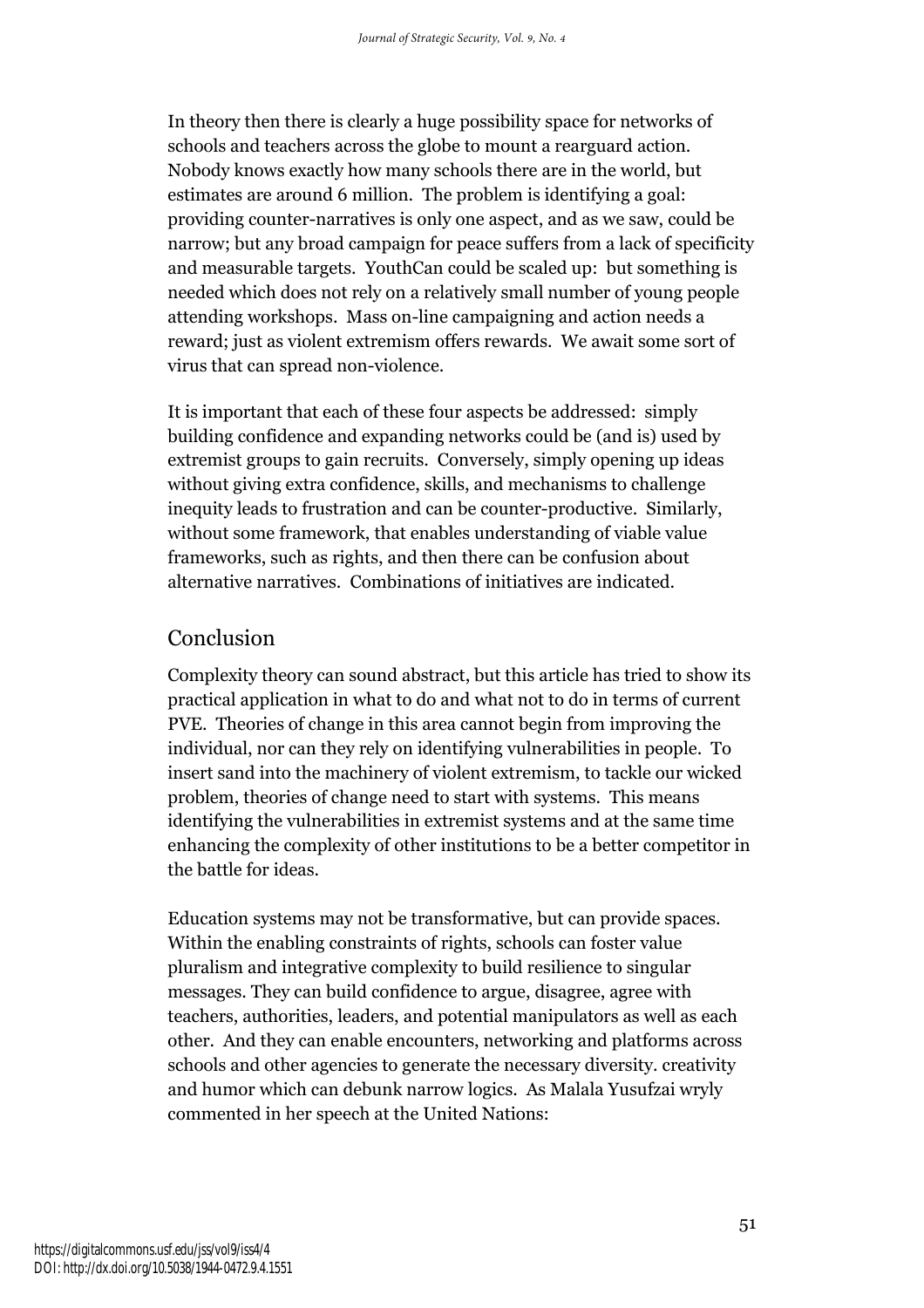In theory then there is clearly a huge possibility space for networks of schools and teachers across the globe to mount a rearguard action. Nobody knows exactly how many schools there are in the world, but estimates are around 6 million. The problem is identifying a goal: providing counter-narratives is only one aspect, and as we saw, could be narrow; but any broad campaign for peace suffers from a lack of specificity and measurable targets. YouthCan could be scaled up: but something is needed which does not rely on a relatively small number of young people attending workshops. Mass on-line campaigning and action needs a reward; just as violent extremism offers rewards. We await some sort of virus that can spread non-violence.

It is important that each of these four aspects be addressed: simply building confidence and expanding networks could be (and is) used by extremist groups to gain recruits. Conversely, simply opening up ideas without giving extra confidence, skills, and mechanisms to challenge inequity leads to frustration and can be counter-productive. Similarly, without some framework, that enables understanding of viable value frameworks, such as rights, and then there can be confusion about alternative narratives. Combinations of initiatives are indicated.

## Conclusion

Complexity theory can sound abstract, but this article has tried to show its practical application in what to do and what not to do in terms of current PVE. Theories of change in this area cannot begin from improving the individual, nor can they rely on identifying vulnerabilities in people. To insert sand into the machinery of violent extremism, to tackle our wicked problem, theories of change need to start with systems. This means identifying the vulnerabilities in extremist systems and at the same time enhancing the complexity of other institutions to be a better competitor in the battle for ideas.

Education systems may not be transformative, but can provide spaces. Within the enabling constraints of rights, schools can foster value pluralism and integrative complexity to build resilience to singular messages. They can build confidence to argue, disagree, agree with teachers, authorities, leaders, and potential manipulators as well as each other. And they can enable encounters, networking and platforms across schools and other agencies to generate the necessary diversity. creativity and humor which can debunk narrow logics. As Malala Yusufzai wryly commented in her speech at the United Nations: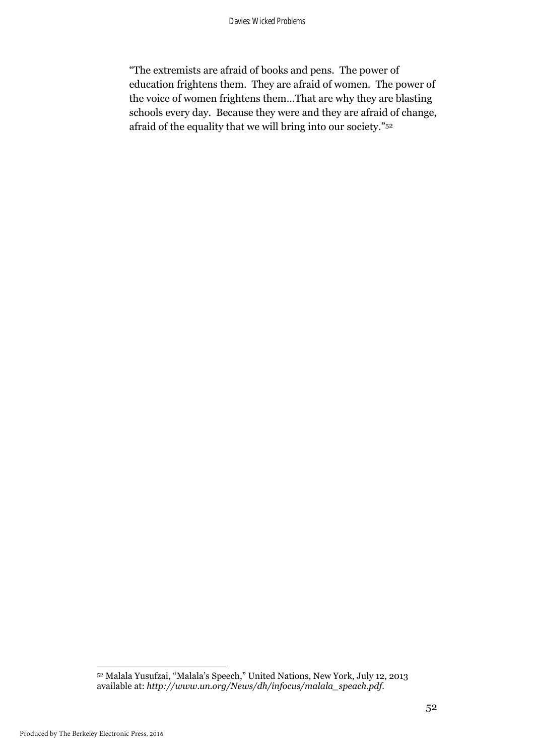"The extremists are afraid of books and pens. The power of education frightens them. They are afraid of women. The power of the voice of women frightens them…That are why they are blasting schools every day. Because they were and they are afraid of change, afraid of the equality that we will bring into our society."[52]

[52] Malala Yusufzai, "Malala's Speech," United Nations, New York, July 12, 2013 available at: *http://www.un.org/News/dh/infocus/malala_speach.pdf*.

Produced by The Berkeley Electronic Press, 2016